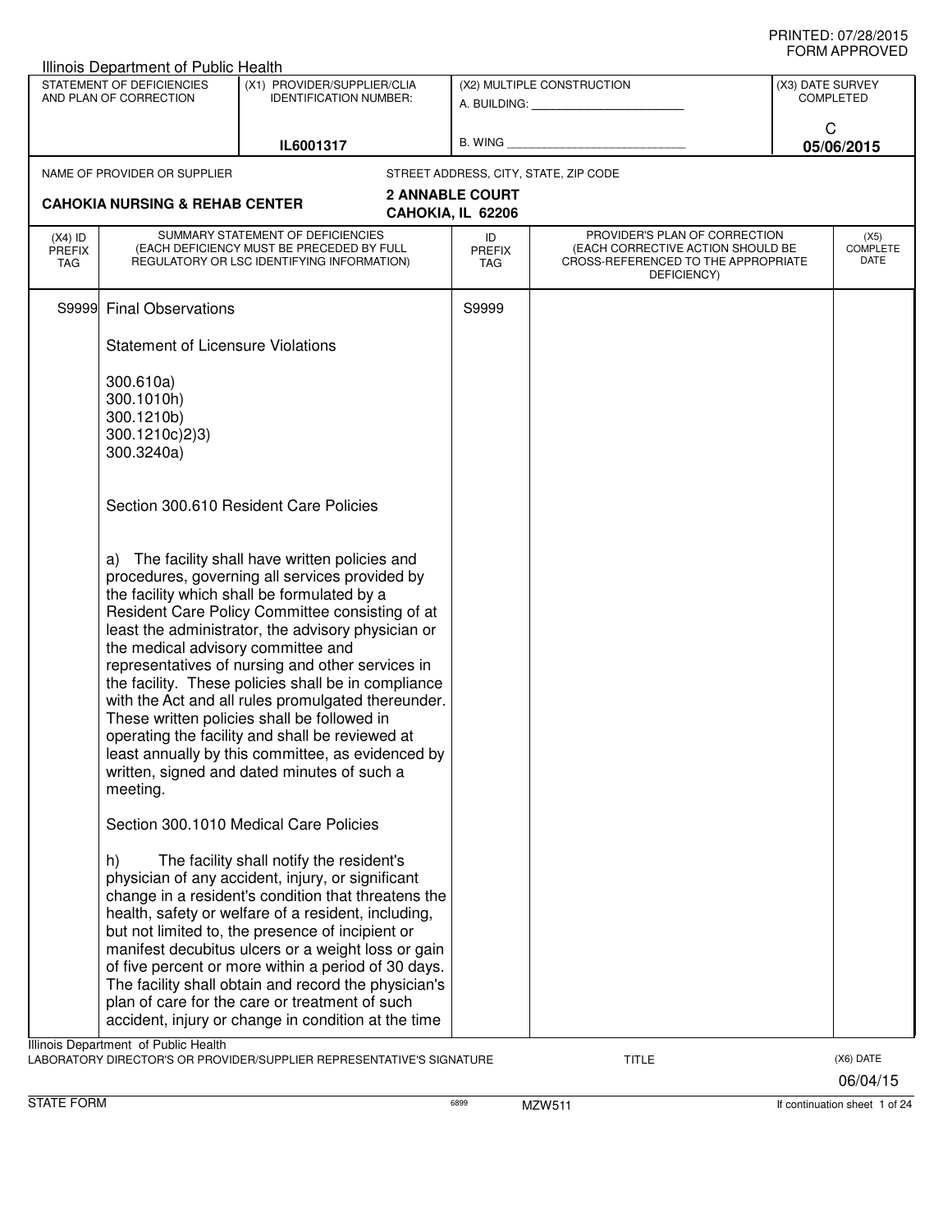PRINTED: 07/28/2015
FORM APPROVED

Illinois Department of Public Health

| STATEMENT OF DEFICIENCIES AND PLAN OF CORRECTION | (X1) PROVIDER/SUPPLIER/CLIA IDENTIFICATION NUMBER: | (X2) MULTIPLE CONSTRUCTION | (X3) DATE SURVEY COMPLETED |
|---|---|---|---|
| | IL6001317 | A. BUILDING: ______ B. WING ______ | C 05/06/2015 |

NAME OF PROVIDER OR SUPPLIER: **CAHOKIA NURSING & REHAB CENTER**

STREET ADDRESS, CITY, STATE, ZIP CODE: **2 ANNABLE COURT, CAHOKIA, IL 62206**

| (X4) ID PREFIX TAG | SUMMARY STATEMENT OF DEFICIENCIES (EACH DEFICIENCY MUST BE PRECEDED BY FULL REGULATORY OR LSC IDENTIFYING INFORMATION) | ID PREFIX TAG | PROVIDER'S PLAN OF CORRECTION (EACH CORRECTIVE ACTION SHOULD BE CROSS-REFERENCED TO THE APPROPRIATE DEFICIENCY) | (X5) COMPLETE DATE |
|---|---|---|---|---|
| S9999 | Final Observations | S9999 | | |

Statement of Licensure Violations

300.610a)
300.1010h)
300.1210b)
300.1210c)2)3)
300.3240a)

Section 300.610 Resident Care Policies

a) The facility shall have written policies and procedures, governing all services provided by the facility which shall be formulated by a Resident Care Policy Committee consisting of at least the administrator, the advisory physician or the medical advisory committee and representatives of nursing and other services in the facility. These policies shall be in compliance with the Act and all rules promulgated thereunder. These written policies shall be followed in operating the facility and shall be reviewed at least annually by this committee, as evidenced by written, signed and dated minutes of such a meeting.

Section 300.1010 Medical Care Policies

h) The facility shall notify the resident's physician of any accident, injury, or significant change in a resident's condition that threatens the health, safety or welfare of a resident, including, but not limited to, the presence of incipient or manifest decubitus ulcers or a weight loss or gain of five percent or more within a period of 30 days. The facility shall obtain and record the physician's plan of care for the care or treatment of such accident, injury or change in condition at the time

Illinois Department of Public Health
LABORATORY DIRECTOR'S OR PROVIDER/SUPPLIER REPRESENTATIVE'S SIGNATURE — TITLE — (X6) DATE 06/04/15

STATE FORM 6899 MZW511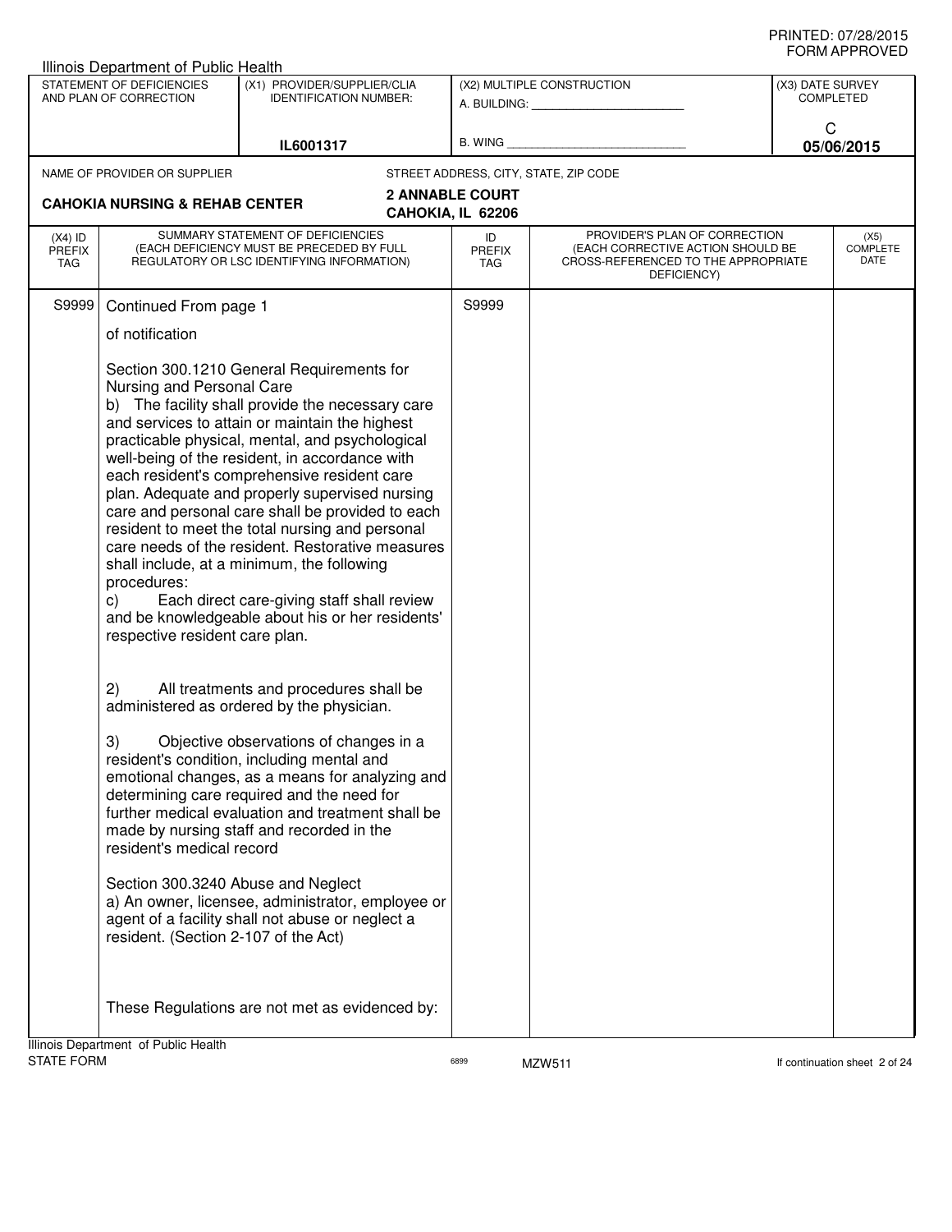Illinois Department of Public Health

| STATEMENT OF DEFICIENCIES AND PLAN OF CORRECTION | (X1) PROVIDER/SUPPLIER/CLIA IDENTIFICATION NUMBER: | (X2) MULTIPLE CONSTRUCTION | (X3) DATE SURVEY COMPLETED |
|---|---|---|---|
| | IL6001317 | A. BUILDING: ______ B. WING ______ | C 05/06/2015 |

NAME OF PROVIDER OR SUPPLIER: **CAHOKIA NURSING & REHAB CENTER**

STREET ADDRESS, CITY, STATE, ZIP CODE: **2 ANNABLE COURT CAHOKIA, IL 62206**

| (X4) ID PREFIX TAG | SUMMARY STATEMENT OF DEFICIENCIES (EACH DEFICIENCY MUST BE PRECEDED BY FULL REGULATORY OR LSC IDENTIFYING INFORMATION) | ID PREFIX TAG | PROVIDER'S PLAN OF CORRECTION (EACH CORRECTIVE ACTION SHOULD BE CROSS-REFERENCED TO THE APPROPRIATE DEFICIENCY) | (X5) COMPLETE DATE |
|---|---|---|---|---|
| S9999 | Continued From page 1 | S9999 | | |

of notification

Section 300.1210 General Requirements for Nursing and Personal Care

b) The facility shall provide the necessary care and services to attain or maintain the highest practicable physical, mental, and psychological well-being of the resident, in accordance with each resident's comprehensive resident care plan. Adequate and properly supervised nursing care and personal care shall be provided to each resident to meet the total nursing and personal care needs of the resident. Restorative measures shall include, at a minimum, the following procedures:

c) Each direct care-giving staff shall review and be knowledgeable about his or her residents' respective resident care plan.

2) All treatments and procedures shall be administered as ordered by the physician.

3) Objective observations of changes in a resident's condition, including mental and emotional changes, as a means for analyzing and determining care required and the need for further medical evaluation and treatment shall be made by nursing staff and recorded in the resident's medical record

Section 300.3240 Abuse and Neglect

a) An owner, licensee, administrator, employee or agent of a facility shall not abuse or neglect a resident. (Section 2-107 of the Act)

These Regulations are not met as evidenced by: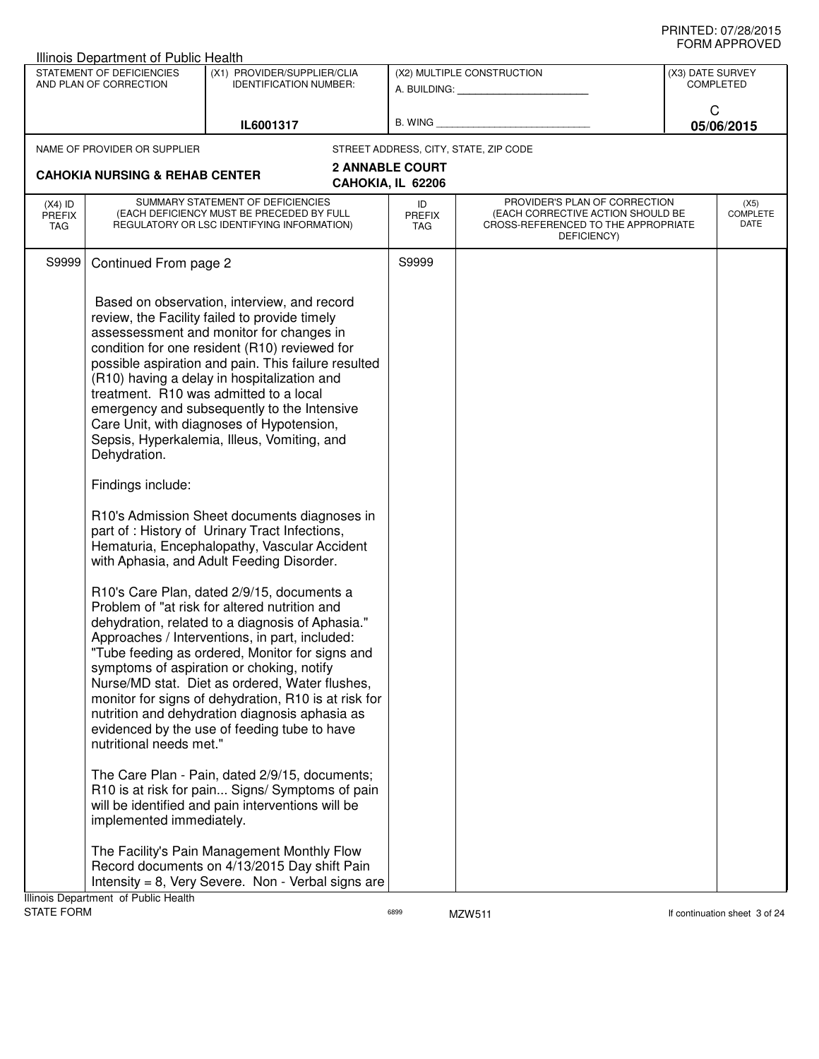PRINTED: 07/28/2015
FORM APPROVED

Illinois Department of Public Health

| STATEMENT OF DEFICIENCIES AND PLAN OF CORRECTION | (X1) PROVIDER/SUPPLIER/CLIA IDENTIFICATION NUMBER: | (X2) MULTIPLE CONSTRUCTION | (X3) DATE SURVEY COMPLETED |
|---|---|---|---|
| | IL6001317 | A. BUILDING: ______ B. WING ______ | C 05/06/2015 |

| NAME OF PROVIDER OR SUPPLIER | STREET ADDRESS, CITY, STATE, ZIP CODE |
|---|---|
| **CAHOKIA NURSING & REHAB CENTER** | **2 ANNABLE COURT CAHOKIA, IL 62206** |

| (X4) ID PREFIX TAG | SUMMARY STATEMENT OF DEFICIENCIES (EACH DEFICIENCY MUST BE PRECEDED BY FULL REGULATORY OR LSC IDENTIFYING INFORMATION) | ID PREFIX TAG | PROVIDER'S PLAN OF CORRECTION (EACH CORRECTIVE ACTION SHOULD BE CROSS-REFERENCED TO THE APPROPRIATE DEFICIENCY) | (X5) COMPLETE DATE |
|---|---|---|---|---|
| S9999 | Continued From page 2 | S9999 | | |

Based on observation, interview, and record review, the Facility failed to provide timely assessessment and monitor for changes in condition for one resident (R10) reviewed for possible aspiration and pain. This failure resulted (R10) having a delay in hospitalization and treatment. R10 was admitted to a local emergency and subsequently to the Intensive Care Unit, with diagnoses of Hypotension, Sepsis, Hyperkalemia, Illeus, Vomiting, and Dehydration.

Findings include:

R10's Admission Sheet documents diagnoses in part of : History of Urinary Tract Infections, Hematuria, Encephalopathy, Vascular Accident with Aphasia, and Adult Feeding Disorder.

R10's Care Plan, dated 2/9/15, documents a Problem of "at risk for altered nutrition and dehydration, related to a diagnosis of Aphasia." Approaches / Interventions, in part, included: "Tube feeding as ordered, Monitor for signs and symptoms of aspiration or choking, notify Nurse/MD stat. Diet as ordered, Water flushes, monitor for signs of dehydration, R10 is at risk for nutrition and dehydration diagnosis aphasia as evidenced by the use of feeding tube to have nutritional needs met."

The Care Plan - Pain, dated 2/9/15, documents; R10 is at risk for pain... Signs/ Symptoms of pain will be identified and pain interventions will be implemented immediately.

The Facility's Pain Management Monthly Flow Record documents on 4/13/2015 Day shift Pain Intensity = 8, Very Severe. Non - Verbal signs are

Illinois Department of Public Health
STATE FORM 6899 MZW511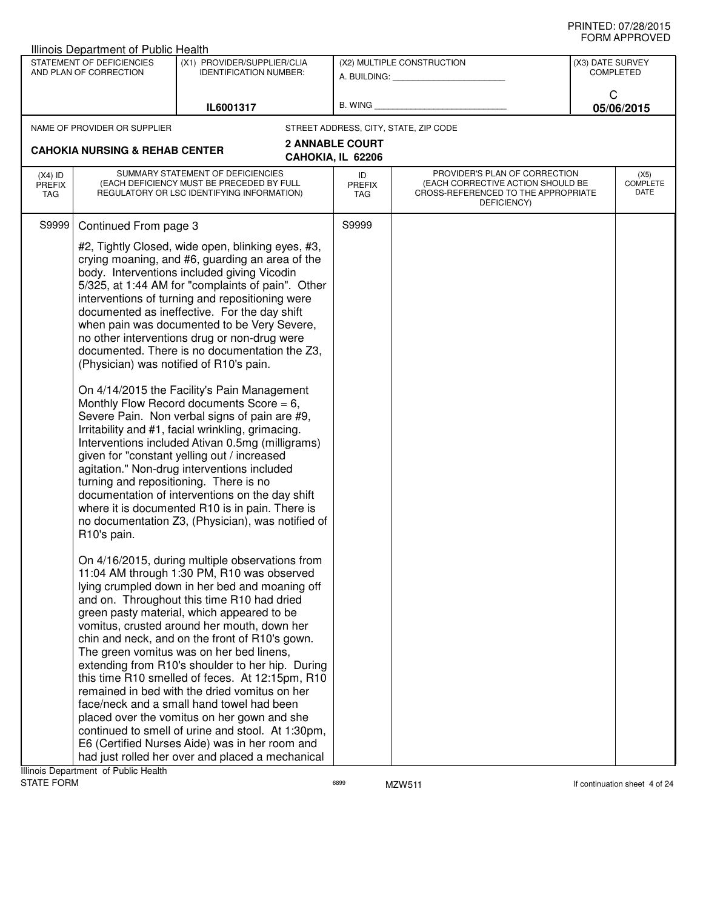Illinois Department of Public Health

| STATEMENT OF DEFICIENCIES AND PLAN OF CORRECTION | (X1) PROVIDER/SUPPLIER/CLIA IDENTIFICATION NUMBER: | (X2) MULTIPLE CONSTRUCTION | (X3) DATE SURVEY COMPLETED |
|---|---|---|---|
| | IL6001317 | A. BUILDING: _______ B. WING _______ | C 05/06/2015 |

NAME OF PROVIDER OR SUPPLIER: **CAHOKIA NURSING & REHAB CENTER**

STREET ADDRESS, CITY, STATE, ZIP CODE: **2 ANNABLE COURT CAHOKIA, IL 62206**

| (X4) ID PREFIX TAG | SUMMARY STATEMENT OF DEFICIENCIES (EACH DEFICIENCY MUST BE PRECEDED BY FULL REGULATORY OR LSC IDENTIFYING INFORMATION) | ID PREFIX TAG | PROVIDER'S PLAN OF CORRECTION (EACH CORRECTIVE ACTION SHOULD BE CROSS-REFERENCED TO THE APPROPRIATE DEFICIENCY) | (X5) COMPLETE DATE |
|---|---|---|---|---|
| S9999 | Continued From page 3 | S9999 | | |

#2, Tightly Closed, wide open, blinking eyes, #3, crying moaning, and #6, guarding an area of the body. Interventions included giving Vicodin 5/325, at 1:44 AM for "complaints of pain". Other interventions of turning and repositioning were documented as ineffective. For the day shift when pain was documented to be Very Severe, no other interventions drug or non-drug were documented. There is no documentation the Z3, (Physician) was notified of R10's pain.

On 4/14/2015 the Facility's Pain Management Monthly Flow Record documents Score = 6, Severe Pain. Non verbal signs of pain are #9, Irritability and #1, facial wrinkling, grimacing. Interventions included Ativan 0.5mg (milligrams) given for "constant yelling out / increased agitation." Non-drug interventions included turning and repositioning. There is no documentation of interventions on the day shift where it is documented R10 is in pain. There is no documentation Z3, (Physician), was notified of R10's pain.

On 4/16/2015, during multiple observations from 11:04 AM through 1:30 PM, R10 was observed lying crumpled down in her bed and moaning off and on. Throughout this time R10 had dried green pasty material, which appeared to be vomitus, crusted around her mouth, down her chin and neck, and on the front of R10's gown. The green vomitus was on her bed linens, extending from R10's shoulder to her hip. During this time R10 smelled of feces. At 12:15pm, R10 remained in bed with the dried vomitus on her face/neck and a small hand towel had been placed over the vomitus on her gown and she continued to smell of urine and stool. At 1:30pm, E6 (Certified Nurses Aide) was in her room and had just rolled her over and placed a mechanical

Illinois Department of Public Health
STATE FORM 6899 MZW511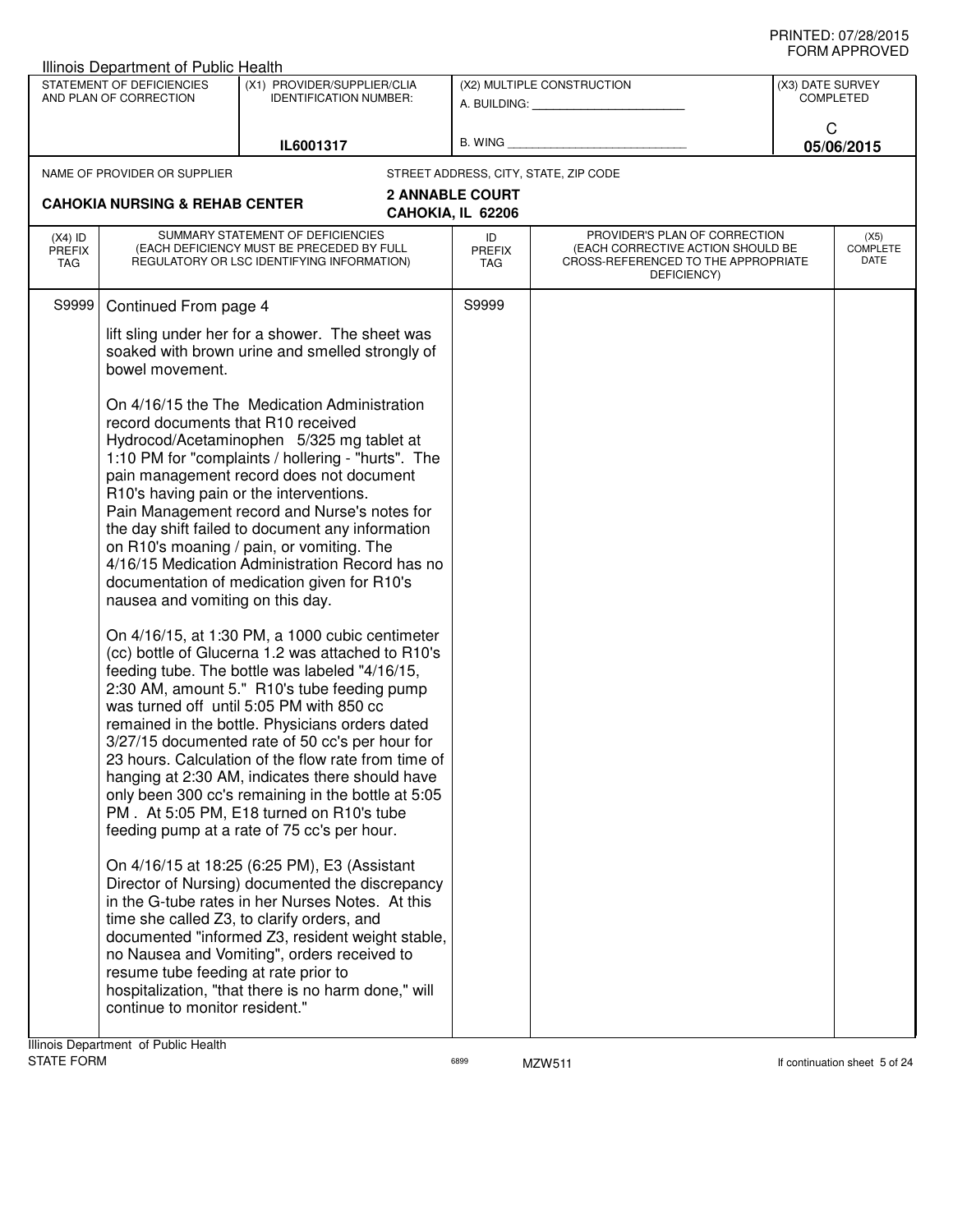Illinois Department of Public Health

| STATEMENT OF DEFICIENCIES AND PLAN OF CORRECTION | (X1) PROVIDER/SUPPLIER/CLIA IDENTIFICATION NUMBER: | (X2) MULTIPLE CONSTRUCTION | (X3) DATE SURVEY COMPLETED |
|---|---|---|---|
| | IL6001317 | A. BUILDING: ______ B. WING ______ | C 05/06/2015 |

NAME OF PROVIDER OR SUPPLIER: **CAHOKIA NURSING & REHAB CENTER**

STREET ADDRESS, CITY, STATE, ZIP CODE: **2 ANNABLE COURT, CAHOKIA, IL 62206**

| (X4) ID PREFIX TAG | SUMMARY STATEMENT OF DEFICIENCIES (EACH DEFICIENCY MUST BE PRECEDED BY FULL REGULATORY OR LSC IDENTIFYING INFORMATION) | ID PREFIX TAG | PROVIDER'S PLAN OF CORRECTION (EACH CORRECTIVE ACTION SHOULD BE CROSS-REFERENCED TO THE APPROPRIATE DEFICIENCY) | (X5) COMPLETE DATE |
|---|---|---|---|---|
| S9999 | Continued From page 4 | S9999 | | |

lift sling under her for a shower. The sheet was soaked with brown urine and smelled strongly of bowel movement.

On 4/16/15 the The Medication Administration record documents that R10 received Hydrocod/Acetaminophen 5/325 mg tablet at 1:10 PM for "complaints / hollering - "hurts". The pain management record does not document R10's having pain or the interventions. Pain Management record and Nurse's notes for the day shift failed to document any information on R10's moaning / pain, or vomiting. The 4/16/15 Medication Administration Record has no documentation of medication given for R10's nausea and vomiting on this day.

On 4/16/15, at 1:30 PM, a 1000 cubic centimeter (cc) bottle of Glucerna 1.2 was attached to R10's feeding tube. The bottle was labeled "4/16/15, 2:30 AM, amount 5." R10's tube feeding pump was turned off until 5:05 PM with 850 cc remained in the bottle. Physicians orders dated 3/27/15 documented rate of 50 cc's per hour for 23 hours. Calculation of the flow rate from time of hanging at 2:30 AM, indicates there should have only been 300 cc's remaining in the bottle at 5:05 PM . At 5:05 PM, E18 turned on R10's tube feeding pump at a rate of 75 cc's per hour.

On 4/16/15 at 18:25 (6:25 PM), E3 (Assistant Director of Nursing) documented the discrepancy in the G-tube rates in her Nurses Notes. At this time she called Z3, to clarify orders, and documented "informed Z3, resident weight stable, no Nausea and Vomiting", orders received to resume tube feeding at rate prior to hospitalization, "that there is no harm done," will continue to monitor resident."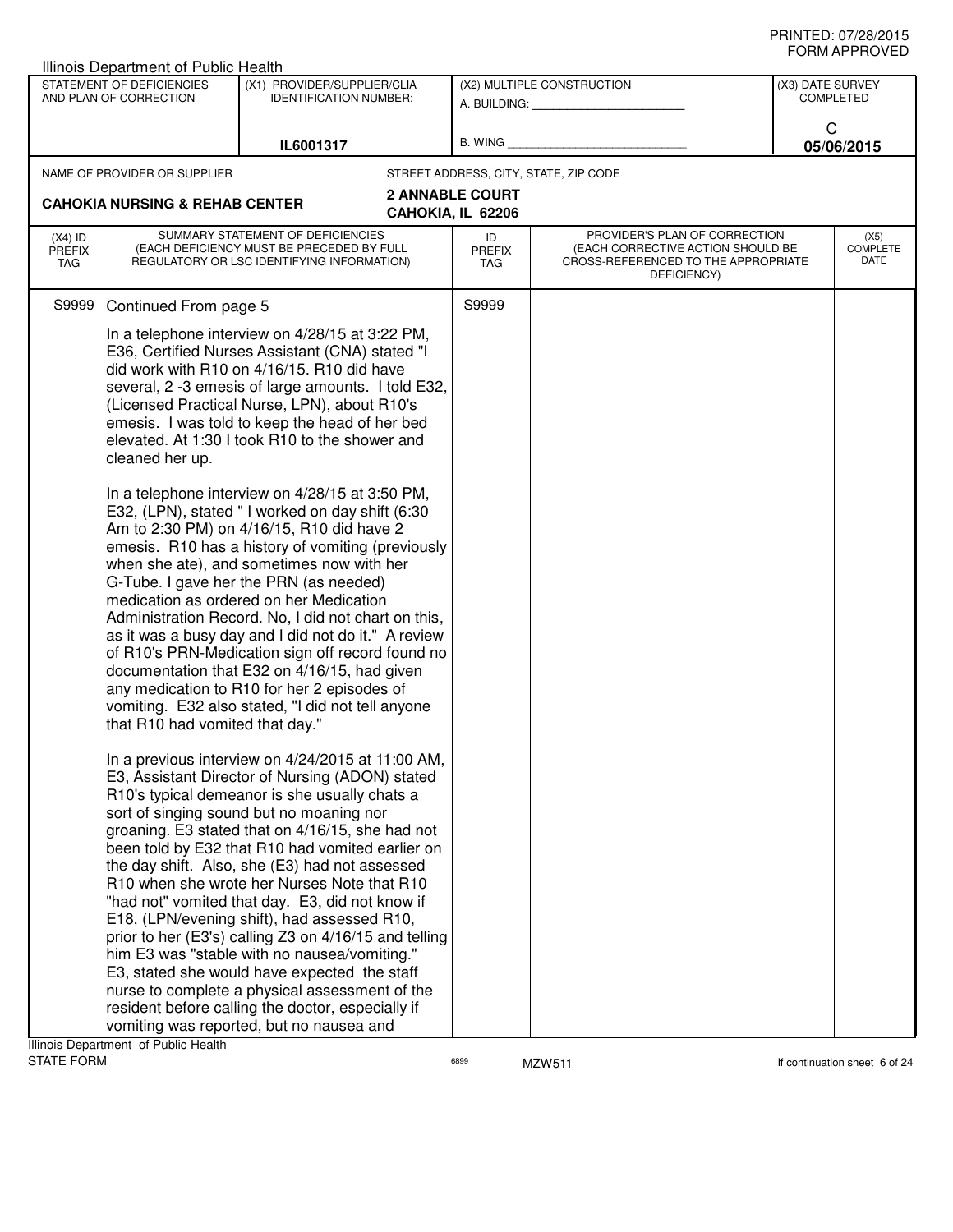Illinois Department of Public Health

| STATEMENT OF DEFICIENCIES AND PLAN OF CORRECTION | (X1) PROVIDER/SUPPLIER/CLIA IDENTIFICATION NUMBER: | (X2) MULTIPLE CONSTRUCTION | (X3) DATE SURVEY COMPLETED |
|---|---|---|---|
| | IL6001317 | A. BUILDING: ______ B. WING ______ | C 05/06/2015 |

NAME OF PROVIDER OR SUPPLIER: **CAHOKIA NURSING & REHAB CENTER**

STREET ADDRESS, CITY, STATE, ZIP CODE: **2 ANNABLE COURT, CAHOKIA, IL 62206**

| (X4) ID PREFIX TAG | SUMMARY STATEMENT OF DEFICIENCIES (EACH DEFICIENCY MUST BE PRECEDED BY FULL REGULATORY OR LSC IDENTIFYING INFORMATION) | ID PREFIX TAG | PROVIDER'S PLAN OF CORRECTION (EACH CORRECTIVE ACTION SHOULD BE CROSS-REFERENCED TO THE APPROPRIATE DEFICIENCY) | (X5) COMPLETE DATE |
|---|---|---|---|---|
| S9999 | Continued From page 5 | S9999 | | |

In a telephone interview on 4/28/15 at 3:22 PM, E36, Certified Nurses Assistant (CNA) stated "I did work with R10 on 4/16/15. R10 did have several, 2 -3 emesis of large amounts. I told E32, (Licensed Practical Nurse, LPN), about R10's emesis. I was told to keep the head of her bed elevated. At 1:30 I took R10 to the shower and cleaned her up.

In a telephone interview on 4/28/15 at 3:50 PM, E32, (LPN), stated " I worked on day shift (6:30 Am to 2:30 PM) on 4/16/15, R10 did have 2 emesis. R10 has a history of vomiting (previously when she ate), and sometimes now with her G-Tube. I gave her the PRN (as needed) medication as ordered on her Medication Administration Record. No, I did not chart on this, as it was a busy day and I did not do it." A review of R10's PRN-Medication sign off record found no documentation that E32 on 4/16/15, had given any medication to R10 for her 2 episodes of vomiting. E32 also stated, "I did not tell anyone that R10 had vomited that day."

In a previous interview on 4/24/2015 at 11:00 AM, E3, Assistant Director of Nursing (ADON) stated R10's typical demeanor is she usually chats a sort of singing sound but no moaning nor groaning. E3 stated that on 4/16/15, she had not been told by E32 that R10 had vomited earlier on the day shift. Also, she (E3) had not assessed R10 when she wrote her Nurses Note that R10 "had not" vomited that day. E3, did not know if E18, (LPN/evening shift), had assessed R10, prior to her (E3's) calling Z3 on 4/16/15 and telling him E3 was "stable with no nausea/vomiting." E3, stated she would have expected the staff nurse to complete a physical assessment of the resident before calling the doctor, especially if vomiting was reported, but no nausea and

Illinois Department of Public Health
STATE FORM 6899 MZW511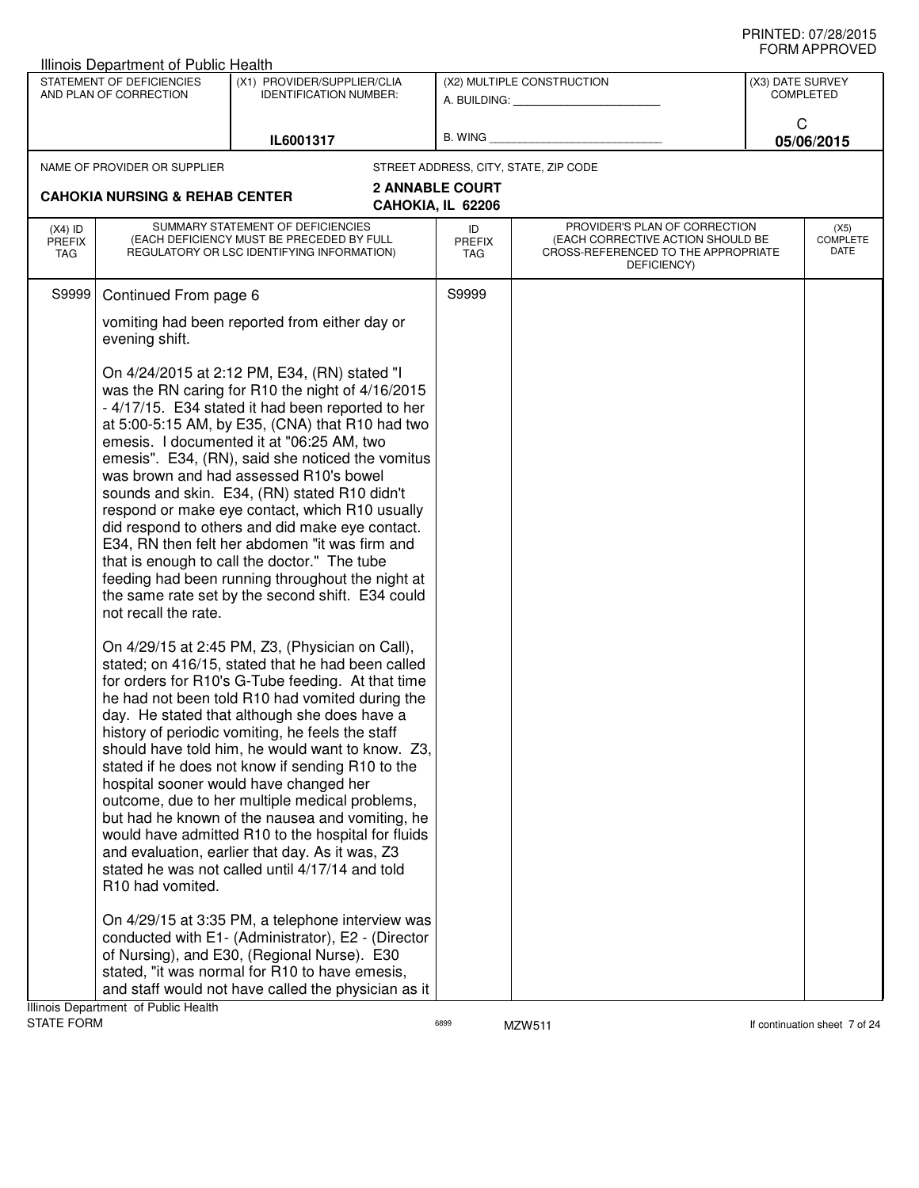Illinois Department of Public Health

| STATEMENT OF DEFICIENCIES AND PLAN OF CORRECTION | (X1) PROVIDER/SUPPLIER/CLIA IDENTIFICATION NUMBER: | (X2) MULTIPLE CONSTRUCTION | (X3) DATE SURVEY COMPLETED |
|---|---|---|---|
| | IL6001317 | A. BUILDING: ______ B. WING ______ | C 05/06/2015 |

| NAME OF PROVIDER OR SUPPLIER | STREET ADDRESS, CITY, STATE, ZIP CODE |
|---|---|
| CAHOKIA NURSING & REHAB CENTER | 2 ANNABLE COURT CAHOKIA, IL 62206 |

| (X4) ID PREFIX TAG | SUMMARY STATEMENT OF DEFICIENCIES (EACH DEFICIENCY MUST BE PRECEDED BY FULL REGULATORY OR LSC IDENTIFYING INFORMATION) | ID PREFIX TAG | PROVIDER'S PLAN OF CORRECTION (EACH CORRECTIVE ACTION SHOULD BE CROSS-REFERENCED TO THE APPROPRIATE DEFICIENCY) | (X5) COMPLETE DATE |
|---|---|---|---|---|
| S9999 | Continued From page 6 | S9999 | | |

vomiting had been reported from either day or evening shift.

On 4/24/2015 at 2:12 PM, E34, (RN) stated "I was the RN caring for R10 the night of 4/16/2015 - 4/17/15. E34 stated it had been reported to her at 5:00-5:15 AM, by E35, (CNA) that R10 had two emesis. I documented it at "06:25 AM, two emesis". E34, (RN), said she noticed the vomitus was brown and had assessed R10's bowel sounds and skin. E34, (RN) stated R10 didn't respond or make eye contact, which R10 usually did respond to others and did make eye contact. E34, RN then felt her abdomen "it was firm and that is enough to call the doctor." The tube feeding had been running throughout the night at the same rate set by the second shift. E34 could not recall the rate.

On 4/29/15 at 2:45 PM, Z3, (Physician on Call), stated; on 416/15, stated that he had been called for orders for R10's G-Tube feeding. At that time he had not been told R10 had vomited during the day. He stated that although she does have a history of periodic vomiting, he feels the staff should have told him, he would want to know. Z3, stated if he does not know if sending R10 to the hospital sooner would have changed her outcome, due to her multiple medical problems, but had he known of the nausea and vomiting, he would have admitted R10 to the hospital for fluids and evaluation, earlier that day. As it was, Z3 stated he was not called until 4/17/14 and told R10 had vomited.

On 4/29/15 at 3:35 PM, a telephone interview was conducted with E1- (Administrator), E2 - (Director of Nursing), and E30, (Regional Nurse). E30 stated, "it was normal for R10 to have emesis, and staff would not have called the physician as it

Illinois Department of Public Health
STATE FORM 6899 MZW511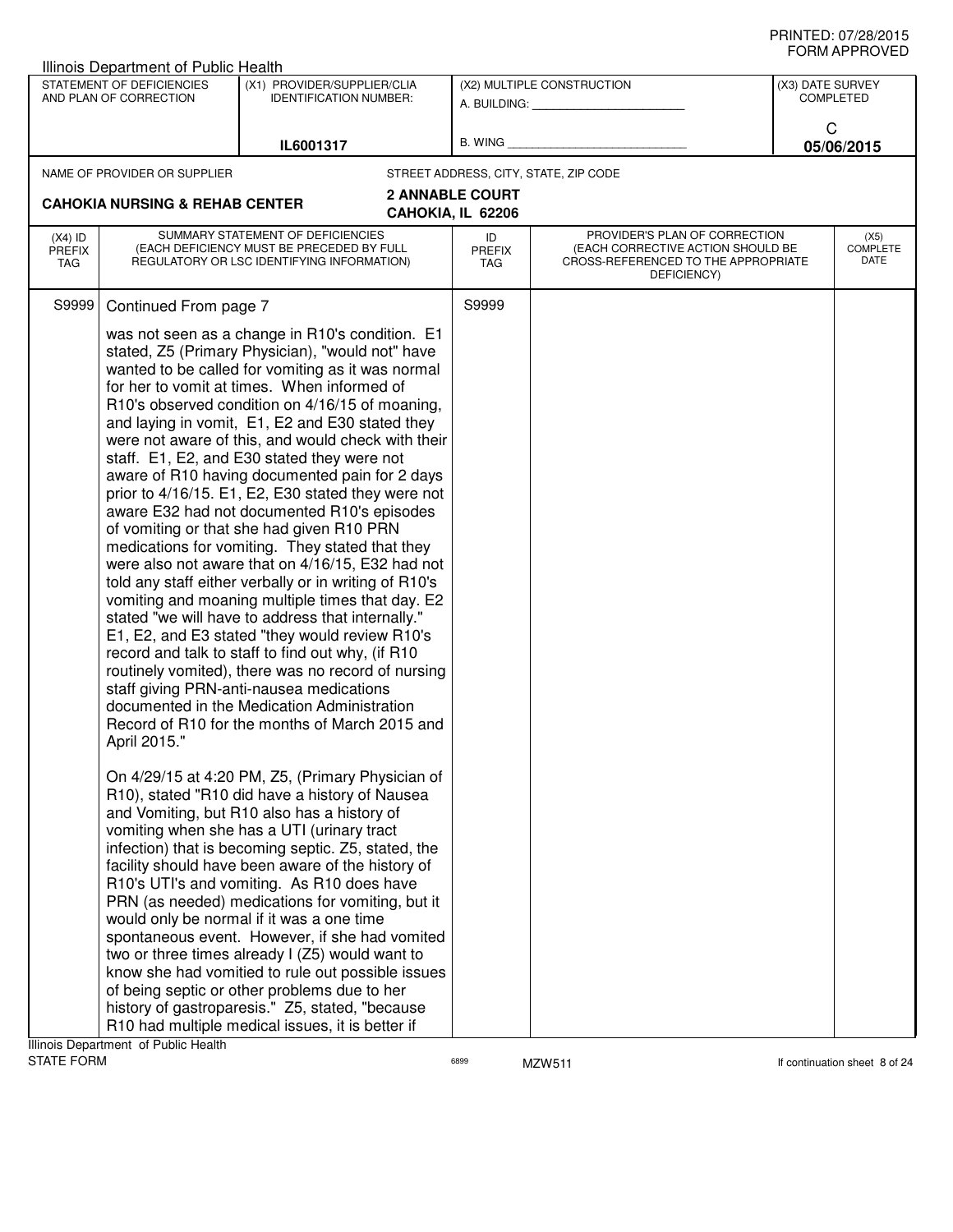Illinois Department of Public Health

| STATEMENT OF DEFICIENCIES AND PLAN OF CORRECTION | (X1) PROVIDER/SUPPLIER/CLIA IDENTIFICATION NUMBER: | (X2) MULTIPLE CONSTRUCTION | (X3) DATE SURVEY COMPLETED |
|---|---|---|---|
| | IL6001317 | A. BUILDING: ______ B. WING ______ | C 05/06/2015 |

NAME OF PROVIDER OR SUPPLIER: **CAHOKIA NURSING & REHAB CENTER**

STREET ADDRESS, CITY, STATE, ZIP CODE: **2 ANNABLE COURT CAHOKIA, IL 62206**

| (X4) ID PREFIX TAG | SUMMARY STATEMENT OF DEFICIENCIES (EACH DEFICIENCY MUST BE PRECEDED BY FULL REGULATORY OR LSC IDENTIFYING INFORMATION) | ID PREFIX TAG | PROVIDER'S PLAN OF CORRECTION (EACH CORRECTIVE ACTION SHOULD BE CROSS-REFERENCED TO THE APPROPRIATE DEFICIENCY) | (X5) COMPLETE DATE |
|---|---|---|---|---|
| S9999 | Continued From page 7 | S9999 | | |

was not seen as a change in R10's condition. E1 stated, Z5 (Primary Physician), "would not" have wanted to be called for vomiting as it was normal for her to vomit at times. When informed of R10's observed condition on 4/16/15 of moaning, and laying in vomit, E1, E2 and E30 stated they were not aware of this, and would check with their staff. E1, E2, and E30 stated they were not aware of R10 having documented pain for 2 days prior to 4/16/15. E1, E2, E30 stated they were not aware E32 had not documented R10's episodes of vomiting or that she had given R10 PRN medications for vomiting. They stated that they were also not aware that on 4/16/15, E32 had not told any staff either verbally or in writing of R10's vomiting and moaning multiple times that day. E2 stated "we will have to address that internally." E1, E2, and E3 stated "they would review R10's record and talk to staff to find out why, (if R10 routinely vomited), there was no record of nursing staff giving PRN-anti-nausea medications documented in the Medication Administration Record of R10 for the months of March 2015 and April 2015."

On 4/29/15 at 4:20 PM, Z5, (Primary Physician of R10), stated "R10 did have a history of Nausea and Vomiting, but R10 also has a history of vomiting when she has a UTI (urinary tract infection) that is becoming septic. Z5, stated, the facility should have been aware of the history of R10's UTI's and vomiting. As R10 does have PRN (as needed) medications for vomiting, but it would only be normal if it was a one time spontaneous event. However, if she had vomited two or three times already I (Z5) would want to know she had vomitied to rule out possible issues of being septic or other problems due to her history of gastroparesis." Z5, stated, "because R10 had multiple medical issues, it is better if

Illinois Department of Public Health
STATE FORM 6899 MZW511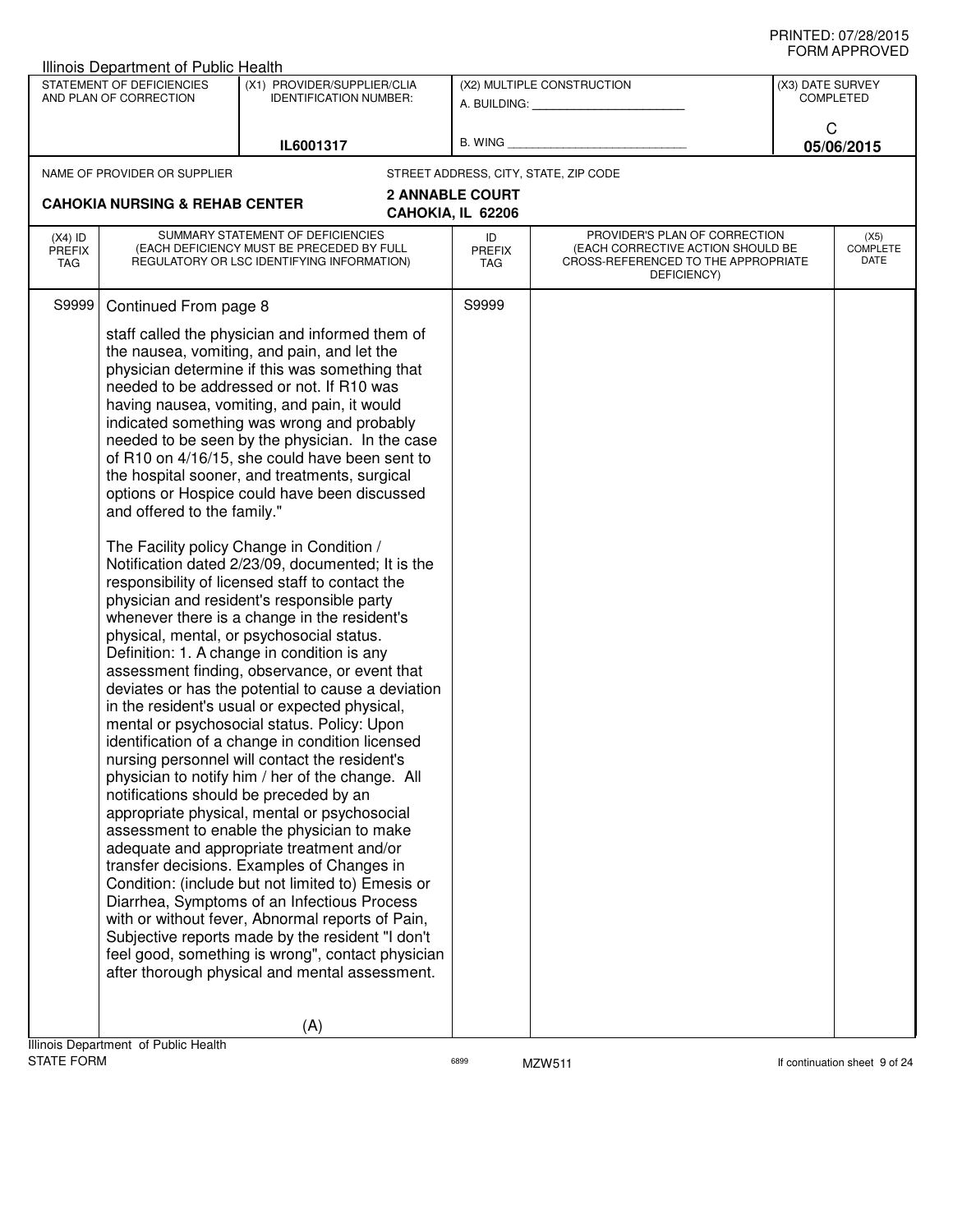Illinois Department of Public Health

| STATEMENT OF DEFICIENCIES AND PLAN OF CORRECTION | (X1) PROVIDER/SUPPLIER/CLIA IDENTIFICATION NUMBER: | (X2) MULTIPLE CONSTRUCTION | (X3) DATE SURVEY COMPLETED |
|---|---|---|---|
| | IL6001317 | A. BUILDING: ______ B. WING ______ | C 05/06/2015 |

NAME OF PROVIDER OR SUPPLIER: **CAHOKIA NURSING & REHAB CENTER**

STREET ADDRESS, CITY, STATE, ZIP CODE: **2 ANNABLE COURT CAHOKIA, IL 62206**

| (X4) ID PREFIX TAG | SUMMARY STATEMENT OF DEFICIENCIES (EACH DEFICIENCY MUST BE PRECEDED BY FULL REGULATORY OR LSC IDENTIFYING INFORMATION) | ID PREFIX TAG | PROVIDER'S PLAN OF CORRECTION (EACH CORRECTIVE ACTION SHOULD BE CROSS-REFERENCED TO THE APPROPRIATE DEFICIENCY) | (X5) COMPLETE DATE |
|---|---|---|---|---|
| S9999 | Continued From page 8 | S9999 | | |

staff called the physician and informed them of the nausea, vomiting, and pain, and let the physician determine if this was something that needed to be addressed or not. If R10 was having nausea, vomiting, and pain, it would indicated something was wrong and probably needed to be seen by the physician. In the case of R10 on 4/16/15, she could have been sent to the hospital sooner, and treatments, surgical options or Hospice could have been discussed and offered to the family."

The Facility policy Change in Condition / Notification dated 2/23/09, documented; It is the responsibility of licensed staff to contact the physician and resident's responsible party whenever there is a change in the resident's physical, mental, or psychosocial status. Definition: 1. A change in condition is any assessment finding, observation, or event that deviates or has the potential to cause a deviation in the resident's usual or expected physical, mental or psychosocial status. Policy: Upon identification of a change in condition licensed nursing personnel will contact the resident's physician to notify him / her of the change. All notifications should be preceded by an appropriate physical, mental or psychosocial assessment to enable the physician to make adequate and appropriate treatment and/or transfer decisions. Examples of Changes in Condition: (include but not limited to) Emesis or Diarrhea, Symptoms of an Infectious Process with or without fever, Abnormal reports of Pain, Subjective reports made by the resident "I don't feel good, something is wrong", contact physician after thorough physical and mental assessment.

(A)

Illinois Department of Public Health
STATE FORM 6899 MZW511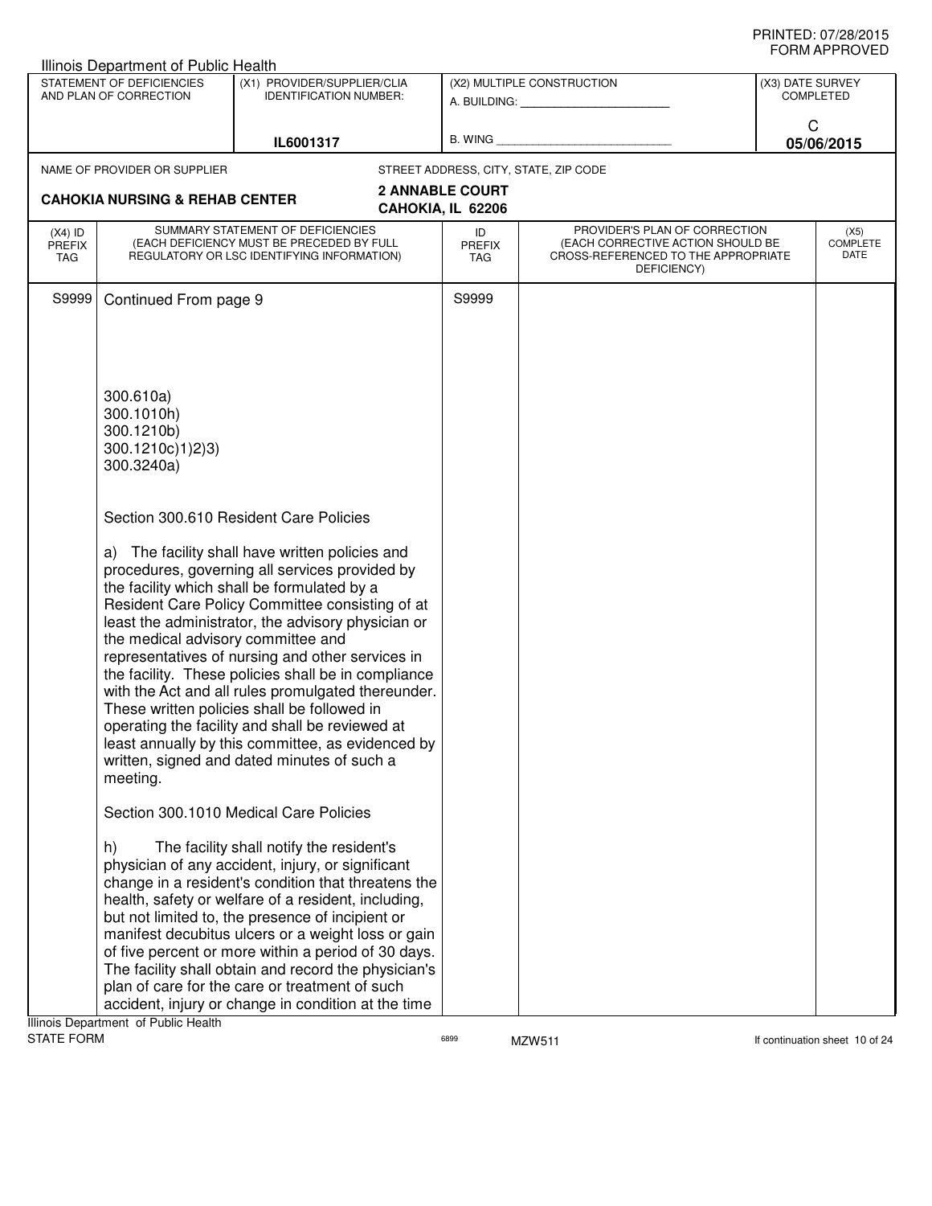Illinois Department of Public Health

| STATEMENT OF DEFICIENCIES AND PLAN OF CORRECTION | (X1) PROVIDER/SUPPLIER/CLIA IDENTIFICATION NUMBER: | (X2) MULTIPLE CONSTRUCTION | (X3) DATE SURVEY COMPLETED |
|---|---|---|---|
| | IL6001317 | A. BUILDING: ______ B. WING ______ | C 05/06/2015 |

| NAME OF PROVIDER OR SUPPLIER | STREET ADDRESS, CITY, STATE, ZIP CODE |
|---|---|
| CAHOKIA NURSING & REHAB CENTER | 2 ANNABLE COURT CAHOKIA, IL 62206 |

| (X4) ID PREFIX TAG | SUMMARY STATEMENT OF DEFICIENCIES (EACH DEFICIENCY MUST BE PRECEDED BY FULL REGULATORY OR LSC IDENTIFYING INFORMATION) | ID PREFIX TAG | PROVIDER'S PLAN OF CORRECTION (EACH CORRECTIVE ACTION SHOULD BE CROSS-REFERENCED TO THE APPROPRIATE DEFICIENCY) | (X5) COMPLETE DATE |
|---|---|---|---|---|
| S9999 | Continued From page 9 | S9999 | | |

300.610a)
300.1010h)
300.1210b)
300.1210c)1)2)3)
300.3240a)

Section 300.610 Resident Care Policies

a) The facility shall have written policies and procedures, governing all services provided by the facility which shall be formulated by a Resident Care Policy Committee consisting of at least the administrator, the advisory physician or the medical advisory committee and representatives of nursing and other services in the facility. These policies shall be in compliance with the Act and all rules promulgated thereunder. These written policies shall be followed in operating the facility and shall be reviewed at least annually by this committee, as evidenced by written, signed and dated minutes of such a meeting.

Section 300.1010 Medical Care Policies

h) The facility shall notify the resident's physician of any accident, injury, or significant change in a resident's condition that threatens the health, safety or welfare of a resident, including, but not limited to, the presence of incipient or manifest decubitus ulcers or a weight loss or gain of five percent or more within a period of 30 days. The facility shall obtain and record the physician's plan of care for the care or treatment of such accident, injury or change in condition at the time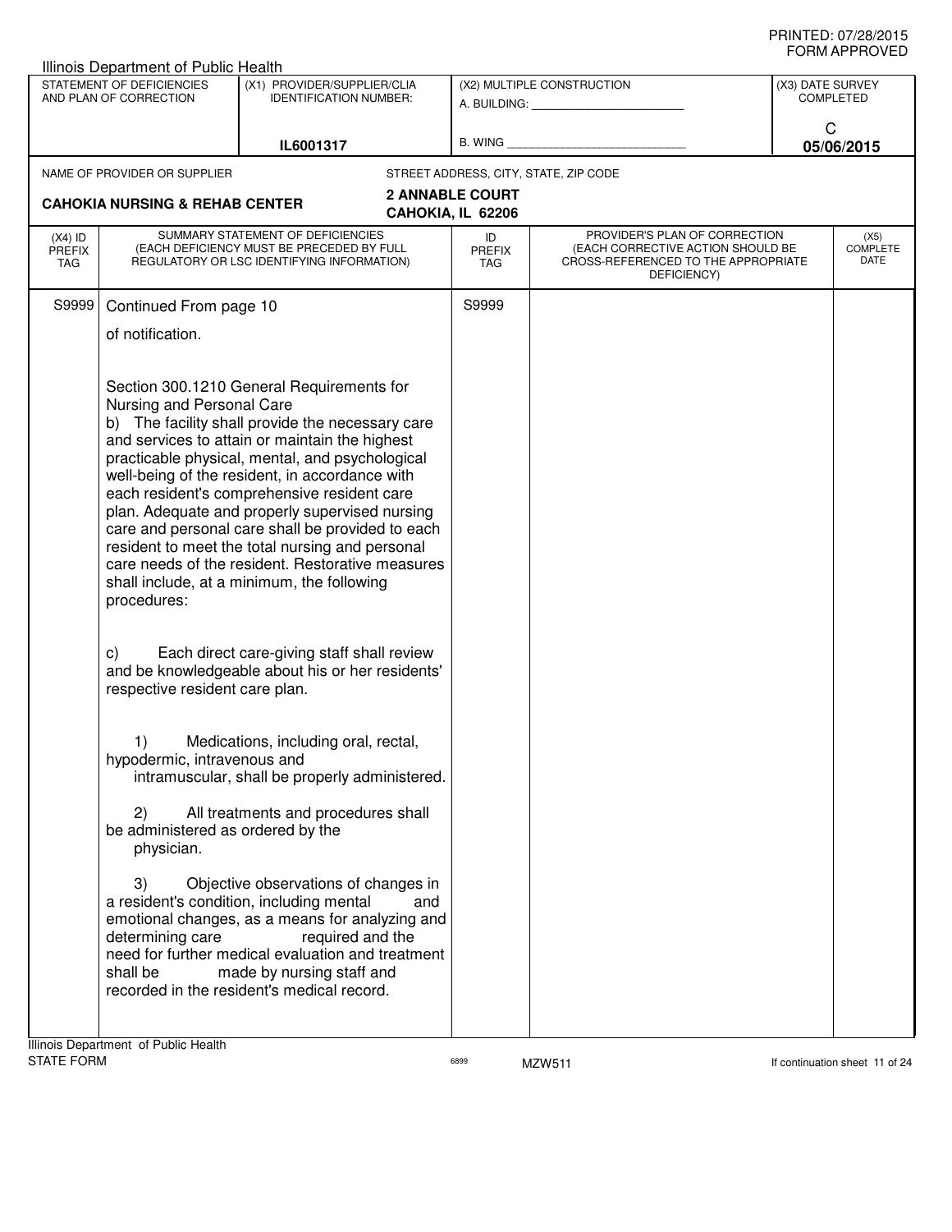PRINTED: 07/28/2015
FORM APPROVED

Illinois Department of Public Health

| STATEMENT OF DEFICIENCIES AND PLAN OF CORRECTION | (X1) PROVIDER/SUPPLIER/CLIA IDENTIFICATION NUMBER: | (X2) MULTIPLE CONSTRUCTION | (X3) DATE SURVEY COMPLETED |
|---|---|---|---|
| | IL6001317 | A. BUILDING: ______ B. WING ______ | C 05/06/2015 |

NAME OF PROVIDER OR SUPPLIER: **CAHOKIA NURSING & REHAB CENTER**

STREET ADDRESS, CITY, STATE, ZIP CODE: **2 ANNABLE COURT CAHOKIA, IL 62206**

| (X4) ID PREFIX TAG | SUMMARY STATEMENT OF DEFICIENCIES (EACH DEFICIENCY MUST BE PRECEDED BY FULL REGULATORY OR LSC IDENTIFYING INFORMATION) | ID PREFIX TAG | PROVIDER'S PLAN OF CORRECTION (EACH CORRECTIVE ACTION SHOULD BE CROSS-REFERENCED TO THE APPROPRIATE DEFICIENCY) | (X5) COMPLETE DATE |
|---|---|---|---|---|
| S9999 | Continued From page 10 | S9999 | | |

of notification.

Section 300.1210 General Requirements for Nursing and Personal Care

b) The facility shall provide the necessary care and services to attain or maintain the highest practicable physical, mental, and psychological well-being of the resident, in accordance with each resident's comprehensive resident care plan. Adequate and properly supervised nursing care and personal care shall be provided to each resident to meet the total nursing and personal care needs of the resident. Restorative measures shall include, at a minimum, the following procedures:

c) Each direct care-giving staff shall review and be knowledgeable about his or her residents' respective resident care plan.

1) Medications, including oral, rectal, hypodermic, intravenous and intramuscular, shall be properly administered.

2) All treatments and procedures shall be administered as ordered by the physician.

3) Objective observations of changes in a resident's condition, including mental and emotional changes, as a means for analyzing and determining care required and the need for further medical evaluation and treatment shall be made by nursing staff and recorded in the resident's medical record.

Illinois Department of Public Health
STATE FORM 6899 MZW511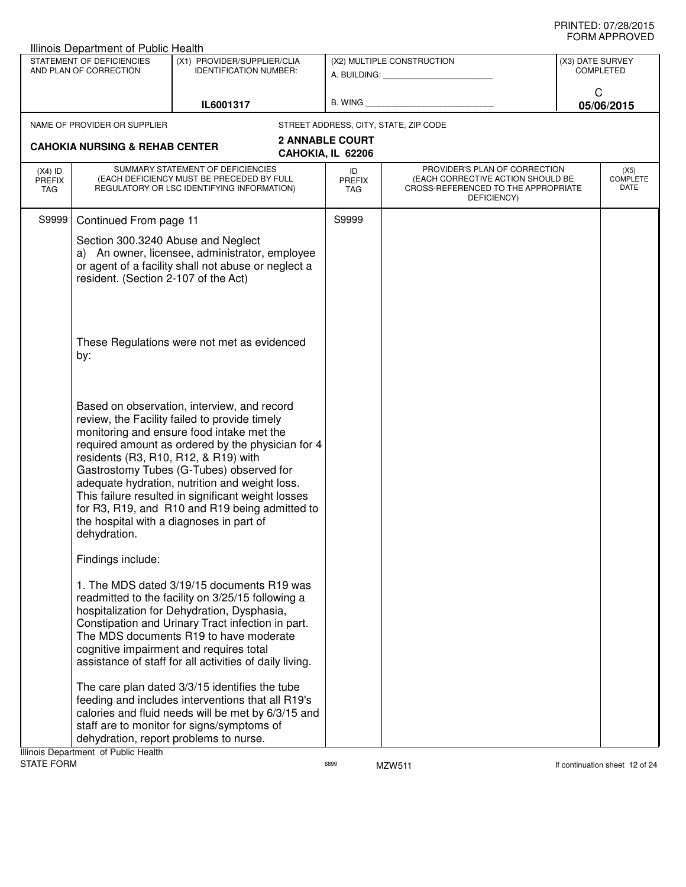Illinois Department of Public Health

| STATEMENT OF DEFICIENCIES AND PLAN OF CORRECTION | (X1) PROVIDER/SUPPLIER/CLIA IDENTIFICATION NUMBER: | (X2) MULTIPLE CONSTRUCTION | (X3) DATE SURVEY COMPLETED |
|---|---|---|---|
| | IL6001317 | A. BUILDING: ______ B. WING ______ | C 05/06/2015 |

NAME OF PROVIDER OR SUPPLIER: **CAHOKIA NURSING & REHAB CENTER**

STREET ADDRESS, CITY, STATE, ZIP CODE: **2 ANNABLE COURT, CAHOKIA, IL 62206**

| (X4) ID PREFIX TAG | SUMMARY STATEMENT OF DEFICIENCIES (EACH DEFICIENCY MUST BE PRECEDED BY FULL REGULATORY OR LSC IDENTIFYING INFORMATION) | ID PREFIX TAG | PROVIDER'S PLAN OF CORRECTION (EACH CORRECTIVE ACTION SHOULD BE CROSS-REFERENCED TO THE APPROPRIATE DEFICIENCY) | (X5) COMPLETE DATE |
|---|---|---|---|---|
| S9999 | Continued From page 11 | S9999 | | |

Section 300.3240 Abuse and Neglect
a) An owner, licensee, administrator, employee or agent of a facility shall not abuse or neglect a resident. (Section 2-107 of the Act)

These Regulations were not met as evidenced by:

Based on observation, interview, and record review, the Facility failed to provide timely monitoring and ensure food intake met the required amount as ordered by the physician for 4 residents (R3, R10, R12, & R19) with Gastrostomy Tubes (G-Tubes) observed for adequate hydration, nutrition and weight loss. This failure resulted in significant weight losses for R3, R19, and R10 and R19 being admitted to the hospital with a diagnoses in part of dehydration.

Findings include:

1. The MDS dated 3/19/15 documents R19 was readmitted to the facility on 3/25/15 following a hospitalization for Dehydration, Dysphasia, Constipation and Urinary Tract infection in part. The MDS documents R19 to have moderate cognitive impairment and requires total assistance of staff for all activities of daily living.

The care plan dated 3/3/15 identifies the tube feeding and includes interventions that all R19's calories and fluid needs will be met by 6/3/15 and staff are to monitor for signs/symptoms of dehydration, report problems to nurse.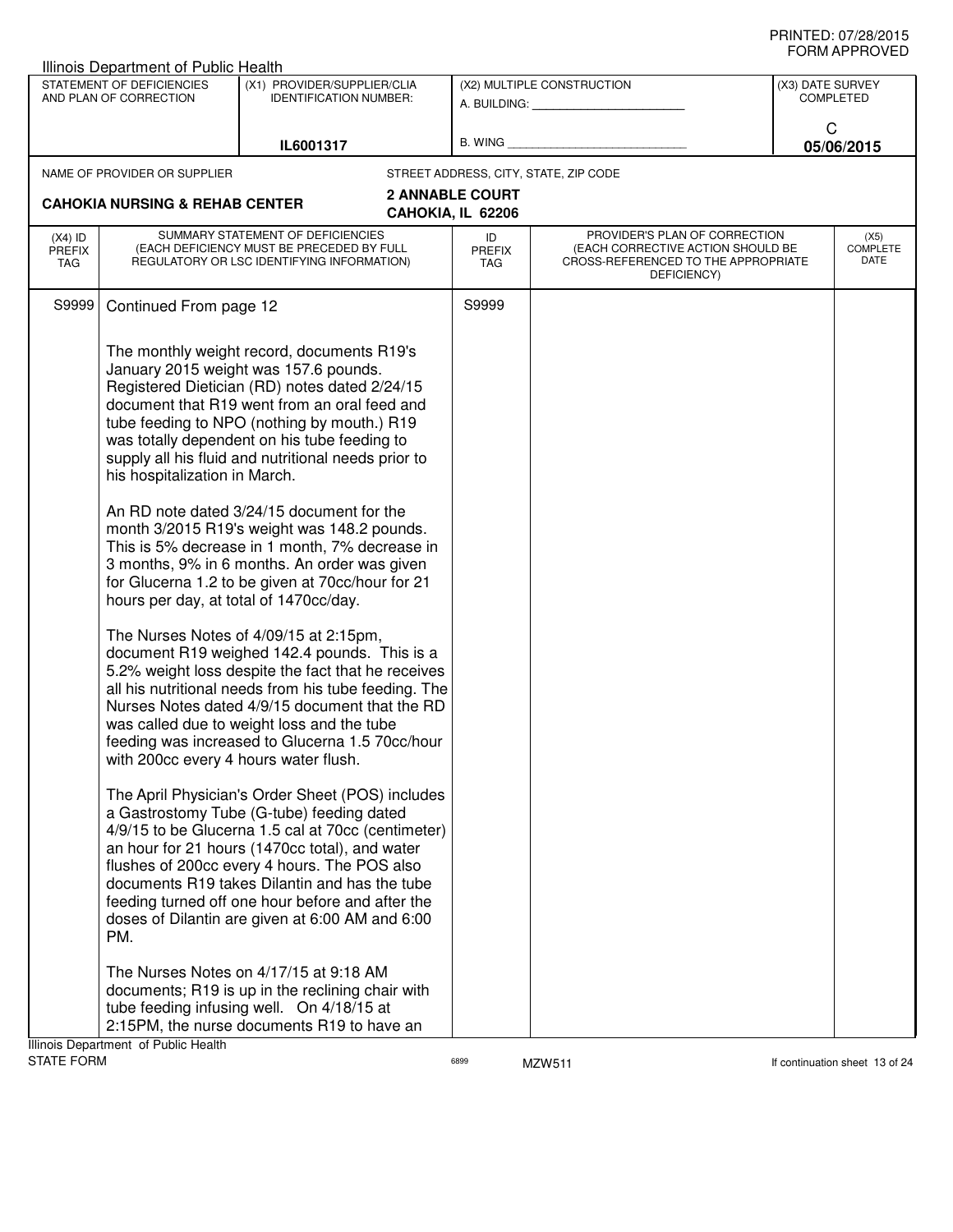Illinois Department of Public Health

| STATEMENT OF DEFICIENCIES AND PLAN OF CORRECTION | (X1) PROVIDER/SUPPLIER/CLIA IDENTIFICATION NUMBER: | (X2) MULTIPLE CONSTRUCTION | (X3) DATE SURVEY COMPLETED |
|---|---|---|---|
| | IL6001317 | A. BUILDING: ______ B. WING ______ | C 05/06/2015 |

NAME OF PROVIDER OR SUPPLIER: **CAHOKIA NURSING & REHAB CENTER**

STREET ADDRESS, CITY, STATE, ZIP CODE: **2 ANNABLE COURT CAHOKIA, IL 62206**

| (X4) ID PREFIX TAG | SUMMARY STATEMENT OF DEFICIENCIES (EACH DEFICIENCY MUST BE PRECEDED BY FULL REGULATORY OR LSC IDENTIFYING INFORMATION) | ID PREFIX TAG | PROVIDER'S PLAN OF CORRECTION (EACH CORRECTIVE ACTION SHOULD BE CROSS-REFERENCED TO THE APPROPRIATE DEFICIENCY) | (X5) COMPLETE DATE |
|---|---|---|---|---|
| S9999 | Continued From page 12 | S9999 | | |

The monthly weight record, documents R19's January 2015 weight was 157.6 pounds. Registered Dietician (RD) notes dated 2/24/15 document that R19 went from an oral feed and tube feeding to NPO (nothing by mouth.) R19 was totally dependent on his tube feeding to supply all his fluid and nutritional needs prior to his hospitalization in March.

An RD note dated 3/24/15 document for the month 3/2015 R19's weight was 148.2 pounds. This is 5% decrease in 1 month, 7% decrease in 3 months, 9% in 6 months. An order was given for Glucerna 1.2 to be given at 70cc/hour for 21 hours per day, at total of 1470cc/day.

The Nurses Notes of 4/09/15 at 2:15pm, document R19 weighed 142.4 pounds. This is a 5.2% weight loss despite the fact that he receives all his nutritional needs from his tube feeding. The Nurses Notes dated 4/9/15 document that the RD was called due to weight loss and the tube feeding was increased to Glucerna 1.5 70cc/hour with 200cc every 4 hours water flush.

The April Physician's Order Sheet (POS) includes a Gastrostomy Tube (G-tube) feeding dated 4/9/15 to be Glucerna 1.5 cal at 70cc (centimeter) an hour for 21 hours (1470cc total), and water flushes of 200cc every 4 hours. The POS also documents R19 takes Dilantin and has the tube feeding turned off one hour before and after the doses of Dilantin are given at 6:00 AM and 6:00 PM.

The Nurses Notes on 4/17/15 at 9:18 AM documents; R19 is up in the reclining chair with tube feeding infusing well. On 4/18/15 at 2:15PM, the nurse documents R19 to have an

Illinois Department of Public Health
STATE FORM 6899 MZW511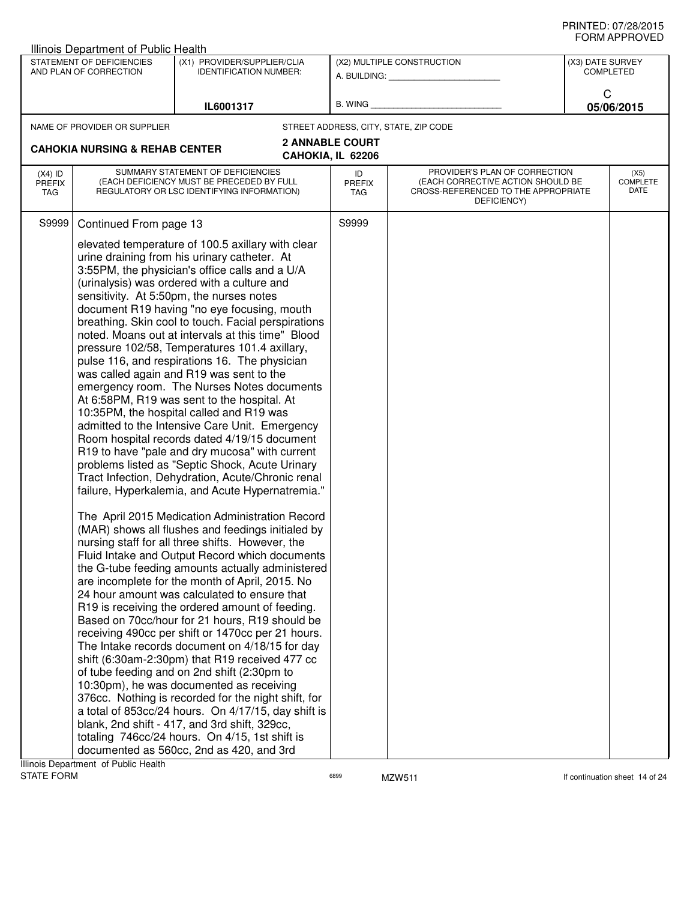Illinois Department of Public Health

| STATEMENT OF DEFICIENCIES AND PLAN OF CORRECTION | (X1) PROVIDER/SUPPLIER/CLIA IDENTIFICATION NUMBER: | (X2) MULTIPLE CONSTRUCTION | (X3) DATE SURVEY COMPLETED |
|---|---|---|---|
| | IL6001317 | A. BUILDING: ______ B. WING ______ | C 05/06/2015 |

NAME OF PROVIDER OR SUPPLIER: **CAHOKIA NURSING & REHAB CENTER**

STREET ADDRESS, CITY, STATE, ZIP CODE: **2 ANNABLE COURT CAHOKIA, IL 62206**

| (X4) ID PREFIX TAG | SUMMARY STATEMENT OF DEFICIENCIES (EACH DEFICIENCY MUST BE PRECEDED BY FULL REGULATORY OR LSC IDENTIFYING INFORMATION) | ID PREFIX TAG | PROVIDER'S PLAN OF CORRECTION (EACH CORRECTIVE ACTION SHOULD BE CROSS-REFERENCED TO THE APPROPRIATE DEFICIENCY) | (X5) COMPLETE DATE |
|---|---|---|---|---|
| S9999 | Continued From page 13 | S9999 | | |

elevated temperature of 100.5 axillary with clear urine draining from his urinary catheter. At 3:55PM, the physician's office calls and a U/A (urinalysis) was ordered with a culture and sensitivity. At 5:50pm, the nurses notes document R19 having "no eye focusing, mouth breathing. Skin cool to touch. Facial perspirations noted. Moans out at intervals at this time" Blood pressure 102/58, Temperatures 101.4 axillary, pulse 116, and respirations 16. The physician was called again and R19 was sent to the emergency room. The Nurses Notes documents At 6:58PM, R19 was sent to the hospital. At 10:35PM, the hospital called and R19 was admitted to the Intensive Care Unit. Emergency Room hospital records dated 4/19/15 document R19 to have "pale and dry mucosa" with current problems listed as "Septic Shock, Acute Urinary Tract Infection, Dehydration, Acute/Chronic renal failure, Hyperkalemia, and Acute Hypernatremia."

The April 2015 Medication Administration Record (MAR) shows all flushes and feedings initialed by nursing staff for all three shifts. However, the Fluid Intake and Output Record which documents the G-tube feeding amounts actually administered are incomplete for the month of April, 2015. No 24 hour amount was calculated to ensure that R19 is receiving the ordered amount of feeding. Based on 70cc/hour for 21 hours, R19 should be receiving 490cc per shift or 1470cc per 21 hours. The Intake records document on 4/18/15 for day shift (6:30am-2:30pm) that R19 received 477 cc of tube feeding and on 2nd shift (2:30pm to 10:30pm), he was documented as receiving 376cc. Nothing is recorded for the night shift, for a total of 853cc/24 hours. On 4/17/15, day shift is blank, 2nd shift - 417, and 3rd shift, 329cc, totaling 746cc/24 hours. On 4/15, 1st shift is documented as 560cc, 2nd as 420, and 3rd

Illinois Department of Public Health
STATE FORM 6899 MZW511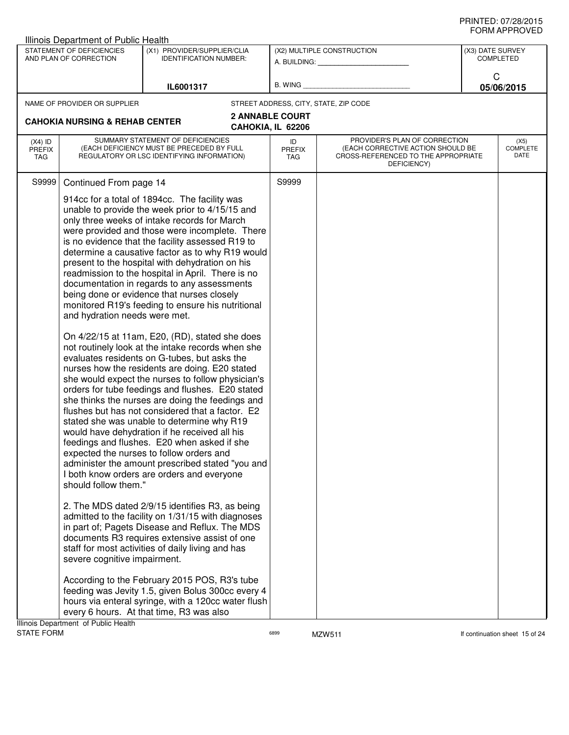Illinois Department of Public Health

| STATEMENT OF DEFICIENCIES AND PLAN OF CORRECTION | (X1) PROVIDER/SUPPLIER/CLIA IDENTIFICATION NUMBER: | (X2) MULTIPLE CONSTRUCTION | (X3) DATE SURVEY COMPLETED |
|---|---|---|---|
| | IL6001317 | A. BUILDING: ______ B. WING ______ | C 05/06/2015 |

NAME OF PROVIDER OR SUPPLIER: **CAHOKIA NURSING & REHAB CENTER**

STREET ADDRESS, CITY, STATE, ZIP CODE: **2 ANNABLE COURT, CAHOKIA, IL 62206**

| (X4) ID PREFIX TAG | SUMMARY STATEMENT OF DEFICIENCIES (EACH DEFICIENCY MUST BE PRECEDED BY FULL REGULATORY OR LSC IDENTIFYING INFORMATION) | ID PREFIX TAG | PROVIDER'S PLAN OF CORRECTION (EACH CORRECTIVE ACTION SHOULD BE CROSS-REFERENCED TO THE APPROPRIATE DEFICIENCY) | (X5) COMPLETE DATE |
|---|---|---|---|---|
| S9999 | Continued From page 14 | S9999 | | |

914cc for a total of 1894cc. The facility was unable to provide the week prior to 4/15/15 and only three weeks of intake records for March were provided and those were incomplete. There is no evidence that the facility assessed R19 to determine a causative factor as to why R19 would present to the hospital with dehydration on his readmission to the hospital in April. There is no documentation in regards to any assessments being done or evidence that nurses closely monitored R19's feeding to ensure his nutritional and hydration needs were met.

On 4/22/15 at 11am, E20, (RD), stated she does not routinely look at the intake records when she evaluates residents on G-tubes, but asks the nurses how the residents are doing. E20 stated she would expect the nurses to follow physician's orders for tube feedings and flushes. E20 stated she thinks the nurses are doing the feedings and flushes but has not considered that a factor. E2 stated she was unable to determine why R19 would have dehydration if he received all his feedings and flushes. E20 when asked if she expected the nurses to follow orders and administer the amount prescribed stated "you and I both know orders are orders and everyone should follow them."

2. The MDS dated 2/9/15 identifies R3, as being admitted to the facility on 1/31/15 with diagnoses in part of; Pagets Disease and Reflux. The MDS documents R3 requires extensive assist of one staff for most activities of daily living and has severe cognitive impairment.

According to the February 2015 POS, R3's tube feeding was Jevity 1.5, given Bolus 300cc every 4 hours via enteral syringe, with a 120cc water flush every 6 hours. At that time, R3 was also

Illinois Department of Public Health
STATE FORM 6899 MZW511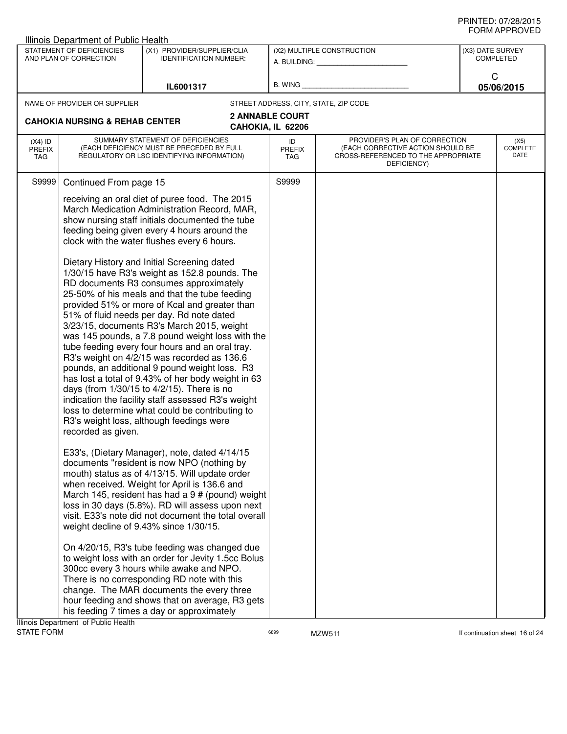Illinois Department of Public Health

| STATEMENT OF DEFICIENCIES AND PLAN OF CORRECTION | (X1) PROVIDER/SUPPLIER/CLIA IDENTIFICATION NUMBER: | (X2) MULTIPLE CONSTRUCTION | (X3) DATE SURVEY COMPLETED |
|---|---|---|---|
| | IL6001317 | A. BUILDING: ______ B. WING ______ | C 05/06/2015 |

NAME OF PROVIDER OR SUPPLIER: **CAHOKIA NURSING & REHAB CENTER**

STREET ADDRESS, CITY, STATE, ZIP CODE: **2 ANNABLE COURT, CAHOKIA, IL 62206**

| (X4) ID PREFIX TAG | SUMMARY STATEMENT OF DEFICIENCIES (EACH DEFICIENCY MUST BE PRECEDED BY FULL REGULATORY OR LSC IDENTIFYING INFORMATION) | ID PREFIX TAG | PROVIDER'S PLAN OF CORRECTION (EACH CORRECTIVE ACTION SHOULD BE CROSS-REFERENCED TO THE APPROPRIATE DEFICIENCY) | (X5) COMPLETE DATE |
|---|---|---|---|---|
| S9999 | Continued From page 15 | S9999 | | |

receiving an oral diet of puree food. The 2015 March Medication Administration Record, MAR, show nursing staff initials documented the tube feeding being given every 4 hours around the clock with the water flushes every 6 hours.

Dietary History and Initial Screening dated 1/30/15 have R3's weight as 152.8 pounds. The RD documents R3 consumes approximately 25-50% of his meals and that the tube feeding provided 51% or more of Kcal and greater than 51% of fluid needs per day. Rd note dated 3/23/15, documents R3's March 2015, weight was 145 pounds, a 7.8 pound weight loss with the tube feeding every four hours and an oral tray. R3's weight on 4/2/15 was recorded as 136.6 pounds, an additional 9 pound weight loss. R3 has lost a total of 9.43% of her body weight in 63 days (from 1/30/15 to 4/2/15). There is no indication the facility staff assessed R3's weight loss to determine what could be contributing to R3's weight loss, although feedings were recorded as given.

E33's, (Dietary Manager), note, dated 4/14/15 documents "resident is now NPO (nothing by mouth) status as of 4/13/15. Will update order when received. Weight for April is 136.6 and March 145, resident has had a 9 # (pound) weight loss in 30 days (5.8%). RD will assess upon next visit. E33's note did not document the total overall weight decline of 9.43% since 1/30/15.

On 4/20/15, R3's tube feeding was changed due to weight loss with an order for Jevity 1.5cc Bolus 300cc every 3 hours while awake and NPO. There is no corresponding RD note with this change. The MAR documents the every three hour feeding and shows that on average, R3 gets his feeding 7 times a day or approximately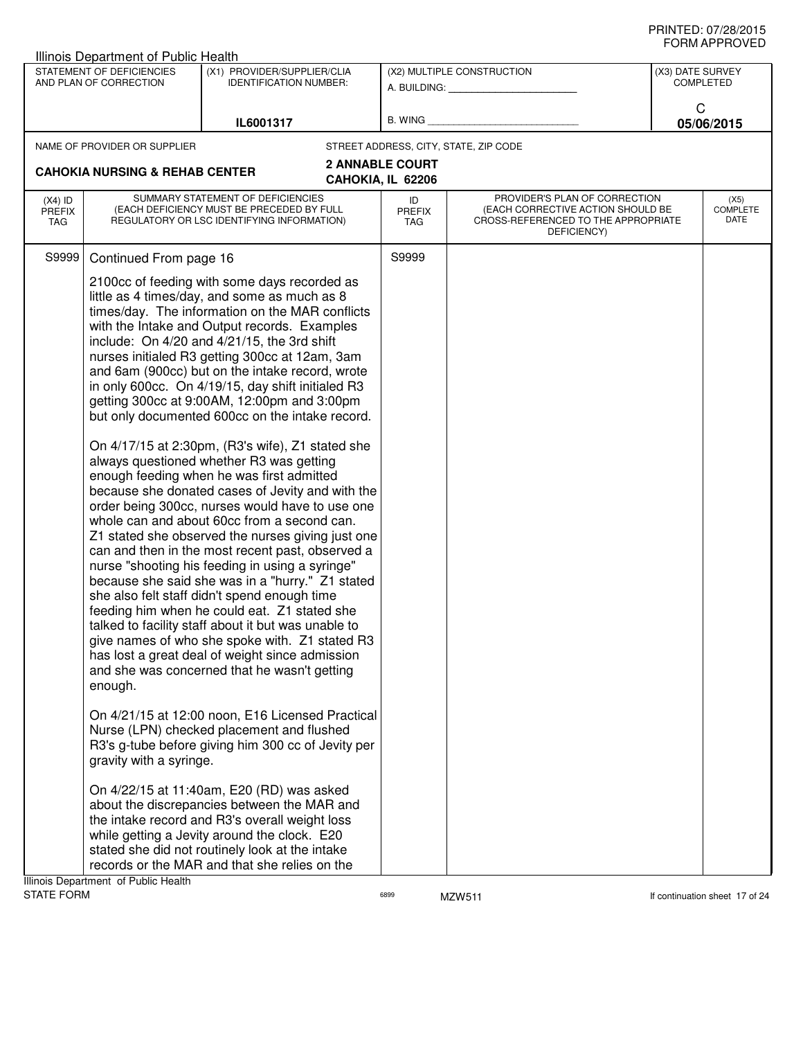Illinois Department of Public Health

| STATEMENT OF DEFICIENCIES AND PLAN OF CORRECTION | (X1) PROVIDER/SUPPLIER/CLIA IDENTIFICATION NUMBER: | (X2) MULTIPLE CONSTRUCTION | (X3) DATE SURVEY COMPLETED |
|---|---|---|---|
| | IL6001317 | A. BUILDING: ______ B. WING ______ | C 05/06/2015 |

| NAME OF PROVIDER OR SUPPLIER | STREET ADDRESS, CITY, STATE, ZIP CODE |
|---|---|
| CAHOKIA NURSING & REHAB CENTER | 2 ANNABLE COURT CAHOKIA, IL 62206 |

| (X4) ID PREFIX TAG | SUMMARY STATEMENT OF DEFICIENCIES (EACH DEFICIENCY MUST BE PRECEDED BY FULL REGULATORY OR LSC IDENTIFYING INFORMATION) | ID PREFIX TAG | PROVIDER'S PLAN OF CORRECTION (EACH CORRECTIVE ACTION SHOULD BE CROSS-REFERENCED TO THE APPROPRIATE DEFICIENCY) | (X5) COMPLETE DATE |
|---|---|---|---|---|
| S9999 | Continued From page 16 | S9999 | | |

2100cc of feeding with some days recorded as little as 4 times/day, and some as much as 8 times/day. The information on the MAR conflicts with the Intake and Output records. Examples include: On 4/20 and 4/21/15, the 3rd shift nurses initialed R3 getting 300cc at 12am, 3am and 6am (900cc) but on the intake record, wrote in only 600cc. On 4/19/15, day shift initialed R3 getting 300cc at 9:00AM, 12:00pm and 3:00pm but only documented 600cc on the intake record.

On 4/17/15 at 2:30pm, (R3's wife), Z1 stated she always questioned whether R3 was getting enough feeding when he was first admitted because she donated cases of Jevity and with the order being 300cc, nurses would have to use one whole can and about 60cc from a second can. Z1 stated she observed the nurses giving just one can and then in the most recent past, observed a nurse "shooting his feeding in using a syringe" because she said she was in a "hurry." Z1 stated she also felt staff didn't spend enough time feeding him when he could eat. Z1 stated she talked to facility staff about it but was unable to give names of who she spoke with. Z1 stated R3 has lost a great deal of weight since admission and she was concerned that he wasn't getting enough.

On 4/21/15 at 12:00 noon, E16 Licensed Practical Nurse (LPN) checked placement and flushed R3's g-tube before giving him 300 cc of Jevity per gravity with a syringe.

On 4/22/15 at 11:40am, E20 (RD) was asked about the discrepancies between the MAR and the intake record and R3's overall weight loss while getting a Jevity around the clock. E20 stated she did not routinely look at the intake records or the MAR and that she relies on the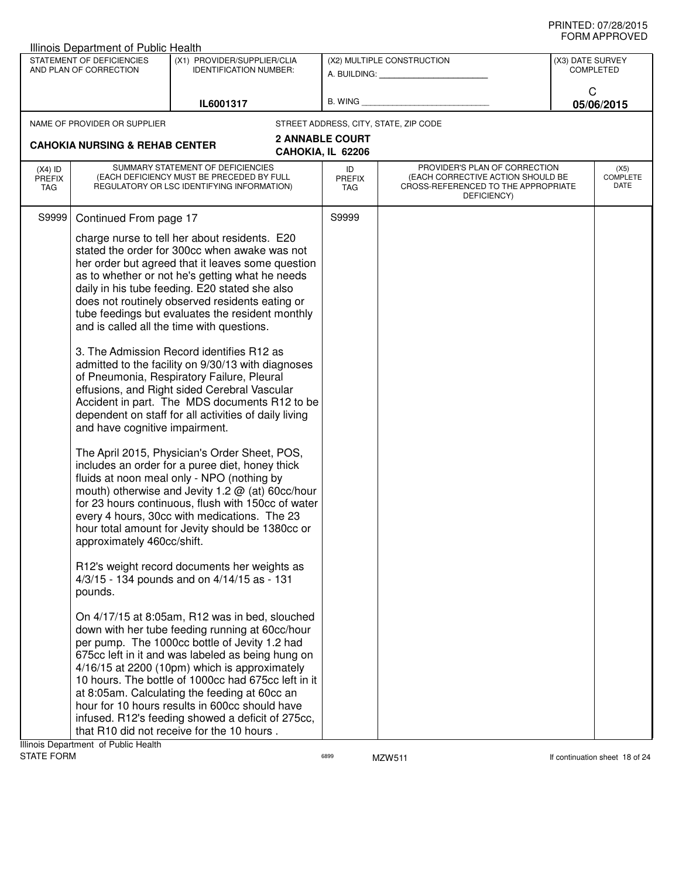Illinois Department of Public Health

| STATEMENT OF DEFICIENCIES AND PLAN OF CORRECTION | (X1) PROVIDER/SUPPLIER/CLIA IDENTIFICATION NUMBER: | (X2) MULTIPLE CONSTRUCTION | (X3) DATE SURVEY COMPLETED |
|---|---|---|---|
| | IL6001317 | A. BUILDING: ______ B. WING ______ | C 05/06/2015 |

NAME OF PROVIDER OR SUPPLIER: **CAHOKIA NURSING & REHAB CENTER**

STREET ADDRESS, CITY, STATE, ZIP CODE: **2 ANNABLE COURT, CAHOKIA, IL 62206**

| (X4) ID PREFIX TAG | SUMMARY STATEMENT OF DEFICIENCIES (EACH DEFICIENCY MUST BE PRECEDED BY FULL REGULATORY OR LSC IDENTIFYING INFORMATION) | ID PREFIX TAG | PROVIDER'S PLAN OF CORRECTION (EACH CORRECTIVE ACTION SHOULD BE CROSS-REFERENCED TO THE APPROPRIATE DEFICIENCY) | (X5) COMPLETE DATE |
|---|---|---|---|---|
| S9999 | Continued From page 17 | S9999 | | |

charge nurse to tell her about residents. E20 stated the order for 300cc when awake was not her order but agreed that it leaves some question as to whether or not he's getting what he needs daily in his tube feeding. E20 stated she also does not routinely observed residents eating or tube feedings but evaluates the resident monthly and is called all the time with questions.

3. The Admission Record identifies R12 as admitted to the facility on 9/30/13 with diagnoses of Pneumonia, Respiratory Failure, Pleural effusions, and Right sided Cerebral Vascular Accident in part. The MDS documents R12 to be dependent on staff for all activities of daily living and have cognitive impairment.

The April 2015, Physician's Order Sheet, POS, includes an order for a puree diet, honey thick fluids at noon meal only - NPO (nothing by mouth) otherwise and Jevity 1.2 @ (at) 60cc/hour for 23 hours continuous, flush with 150cc of water every 4 hours, 30cc with medications. The 23 hour total amount for Jevity should be 1380cc or approximately 460cc/shift.

R12's weight record documents her weights as 4/3/15 - 134 pounds and on 4/14/15 as - 131 pounds.

On 4/17/15 at 8:05am, R12 was in bed, slouched down with her tube feeding running at 60cc/hour per pump. The 1000cc bottle of Jevity 1.2 had 675cc left in it and was labeled as being hung on 4/16/15 at 2200 (10pm) which is approximately 10 hours. The bottle of 1000cc had 675cc left in it at 8:05am. Calculating the feeding at 60cc an hour for 10 hours results in 600cc should have infused. R12's feeding showed a deficit of 275cc, that R10 did not receive for the 10 hours .

Illinois Department of Public Health
STATE FORM — 6899 — MZW511 — If continuation sheet 18 of 24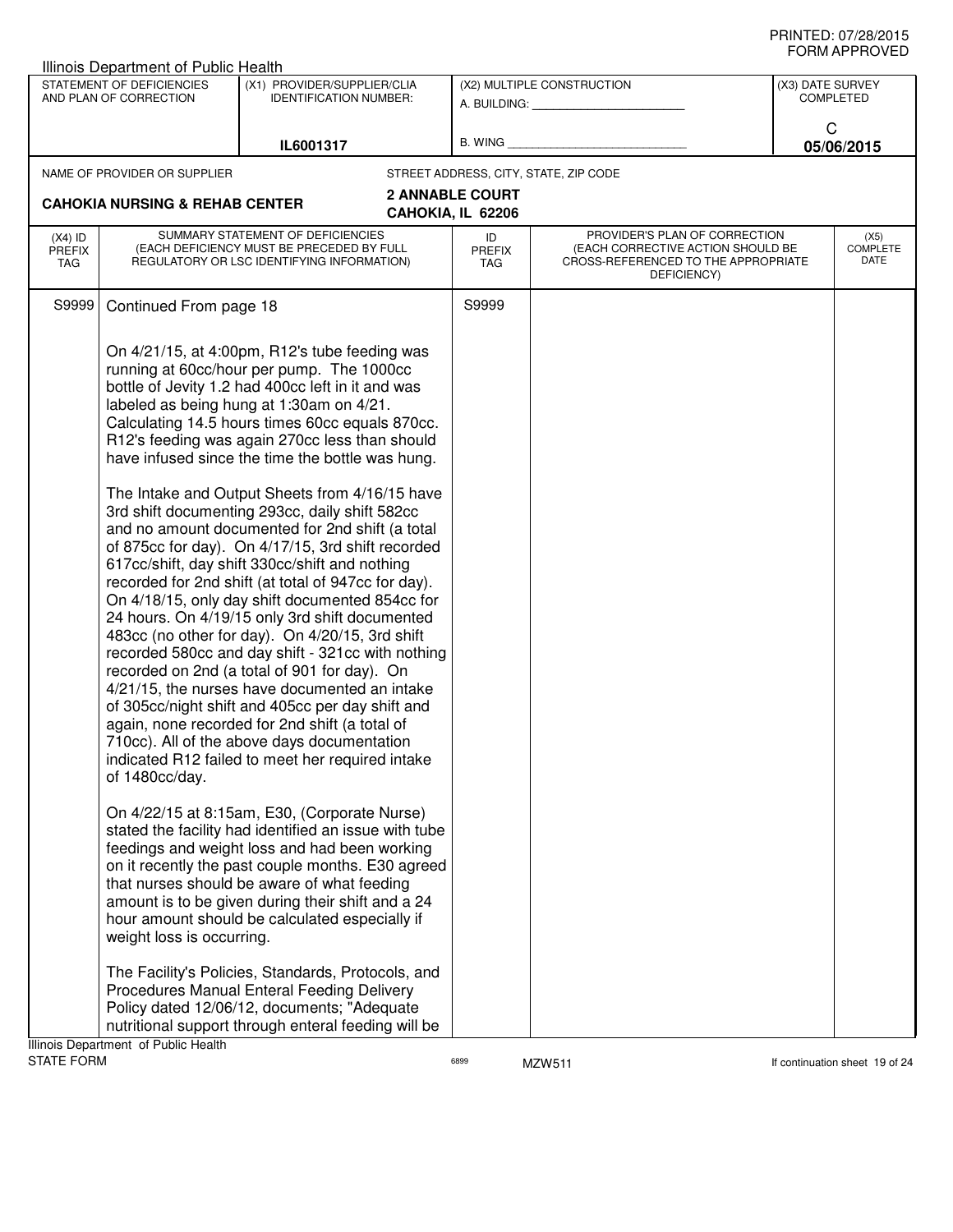Illinois Department of Public Health

| STATEMENT OF DEFICIENCIES AND PLAN OF CORRECTION | (X1) PROVIDER/SUPPLIER/CLIA IDENTIFICATION NUMBER: | (X2) MULTIPLE CONSTRUCTION | (X3) DATE SURVEY COMPLETED |
|---|---|---|---|
| | IL6001317 | A. BUILDING: ______ B. WING ______ | C 05/06/2015 |

| NAME OF PROVIDER OR SUPPLIER | STREET ADDRESS, CITY, STATE, ZIP CODE |
|---|---|
| CAHOKIA NURSING & REHAB CENTER | 2 ANNABLE COURT CAHOKIA, IL 62206 |

| (X4) ID PREFIX TAG | SUMMARY STATEMENT OF DEFICIENCIES (EACH DEFICIENCY MUST BE PRECEDED BY FULL REGULATORY OR LSC IDENTIFYING INFORMATION) | ID PREFIX TAG | PROVIDER'S PLAN OF CORRECTION (EACH CORRECTIVE ACTION SHOULD BE CROSS-REFERENCED TO THE APPROPRIATE DEFICIENCY) | (X5) COMPLETE DATE |
|---|---|---|---|---|
| S9999 | Continued From page 18 | S9999 | | |

On 4/21/15, at 4:00pm, R12's tube feeding was running at 60cc/hour per pump. The 1000cc bottle of Jevity 1.2 had 400cc left in it and was labeled as being hung at 1:30am on 4/21. Calculating 14.5 hours times 60cc equals 870cc. R12's feeding was again 270cc less than should have infused since the time the bottle was hung.

The Intake and Output Sheets from 4/16/15 have 3rd shift documenting 293cc, daily shift 582cc and no amount documented for 2nd shift (a total of 875cc for day). On 4/17/15, 3rd shift recorded 617cc/shift, day shift 330cc/shift and nothing recorded for 2nd shift (at total of 947cc for day). On 4/18/15, only day shift documented 854cc for 24 hours. On 4/19/15 only 3rd shift documented 483cc (no other for day). On 4/20/15, 3rd shift recorded 580cc and day shift - 321cc with nothing recorded on 2nd (a total of 901 for day). On 4/21/15, the nurses have documented an intake of 305cc/night shift and 405cc per day shift and again, none recorded for 2nd shift (a total of 710cc). All of the above days documentation indicated R12 failed to meet her required intake of 1480cc/day.

On 4/22/15 at 8:15am, E30, (Corporate Nurse) stated the facility had identified an issue with tube feedings and weight loss and had been working on it recently the past couple months. E30 agreed that nurses should be aware of what feeding amount is to be given during their shift and a 24 hour amount should be calculated especially if weight loss is occurring.

The Facility's Policies, Standards, Protocols, and Procedures Manual Enteral Feeding Delivery Policy dated 12/06/12, documents; "Adequate nutritional support through enteral feeding will be

Illinois Department of Public Health
STATE FORM 6899 MZW511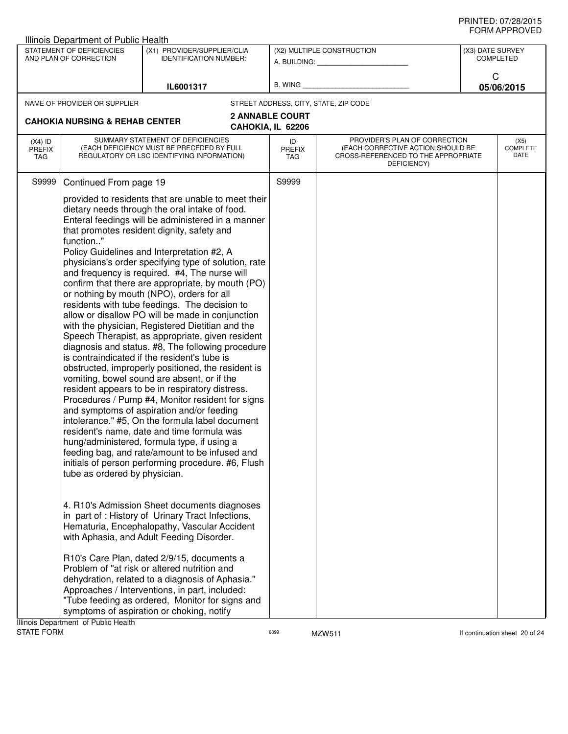Illinois Department of Public Health

| STATEMENT OF DEFICIENCIES AND PLAN OF CORRECTION | (X1) PROVIDER/SUPPLIER/CLIA IDENTIFICATION NUMBER: | (X2) MULTIPLE CONSTRUCTION | (X3) DATE SURVEY COMPLETED |
|---|---|---|---|
| | IL6001317 | A. BUILDING: ______ B. WING ______ | C 05/06/2015 |

NAME OF PROVIDER OR SUPPLIER: **CAHOKIA NURSING & REHAB CENTER**

STREET ADDRESS, CITY, STATE, ZIP CODE: **2 ANNABLE COURT CAHOKIA, IL 62206**

| (X4) ID PREFIX TAG | SUMMARY STATEMENT OF DEFICIENCIES (EACH DEFICIENCY MUST BE PRECEDED BY FULL REGULATORY OR LSC IDENTIFYING INFORMATION) | ID PREFIX TAG | PROVIDER'S PLAN OF CORRECTION (EACH CORRECTIVE ACTION SHOULD BE CROSS-REFERENCED TO THE APPROPRIATE DEFICIENCY) | (X5) COMPLETE DATE |
|---|---|---|---|---|
| S9999 | Continued From page 19 | S9999 | | |

provided to residents that are unable to meet their dietary needs through the oral intake of food. Enteral feedings will be administered in a manner that promotes resident dignity, safety and function.."
Policy Guidelines and Interpretation #2, A physicians's order specifying type of solution, rate and frequency is required. #4, The nurse will confirm that there are appropriate, by mouth (PO) or nothing by mouth (NPO), orders for all residents with tube feedings. The decision to allow or disallow PO will be made in conjunction with the physician, Registered Dietitian and the Speech Therapist, as appropriate, given resident diagnosis and status. #8, The following procedure is contraindicated if the resident's tube is obstructed, improperly positioned, the resident is vomiting, bowel sound are absent, or if the resident appears to be in respiratory distress.
Procedures / Pump #4, Monitor resident for signs and symptoms of aspiration and/or feeding intolerance." #5, On the formula label document resident's name, date and time formula was hung/administered, formula type, if using a feeding bag, and rate/amount to be infused and initials of person performing procedure. #6, Flush tube as ordered by physician.

4. R10's Admission Sheet documents diagnoses in part of : History of Urinary Tract Infections, Hematuria, Encephalopathy, Vascular Accident with Aphasia, and Adult Feeding Disorder.

R10's Care Plan, dated 2/9/15, documents a Problem of "at risk or altered nutrition and dehydration, related to a diagnosis of Aphasia." Approaches / Interventions, in part, included: "Tube feeding as ordered, Monitor for signs and symptoms of aspiration or choking, notify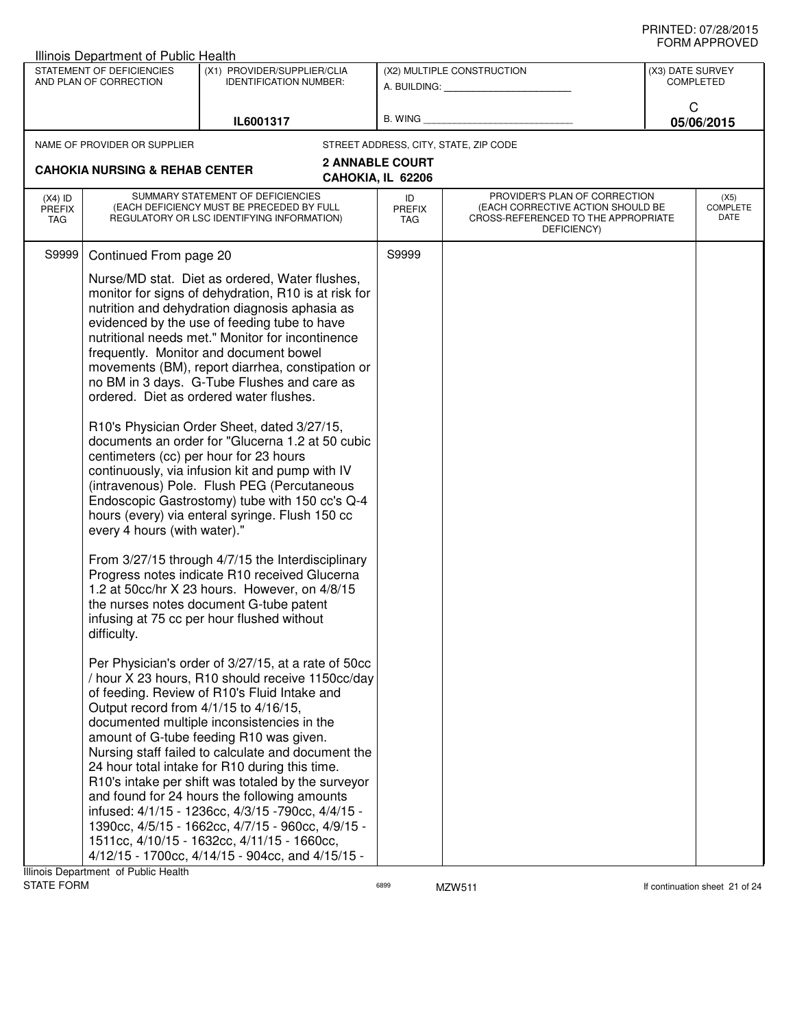Illinois Department of Public Health

| STATEMENT OF DEFICIENCIES AND PLAN OF CORRECTION | (X1) PROVIDER/SUPPLIER/CLIA IDENTIFICATION NUMBER: | (X2) MULTIPLE CONSTRUCTION | (X3) DATE SURVEY COMPLETED |
|---|---|---|---|
| | IL6001317 | A. BUILDING: ______ B. WING ______ | C 05/06/2015 |

NAME OF PROVIDER OR SUPPLIER: **CAHOKIA NURSING & REHAB CENTER**

STREET ADDRESS, CITY, STATE, ZIP CODE: **2 ANNABLE COURT, CAHOKIA, IL 62206**

| (X4) ID PREFIX TAG | SUMMARY STATEMENT OF DEFICIENCIES (EACH DEFICIENCY MUST BE PRECEDED BY FULL REGULATORY OR LSC IDENTIFYING INFORMATION) | ID PREFIX TAG | PROVIDER'S PLAN OF CORRECTION (EACH CORRECTIVE ACTION SHOULD BE CROSS-REFERENCED TO THE APPROPRIATE DEFICIENCY) | (X5) COMPLETE DATE |
|---|---|---|---|---|
| S9999 | Continued From page 20 | S9999 | | |

Nurse/MD stat. Diet as ordered, Water flushes, monitor for signs of dehydration, R10 is at risk for nutrition and dehydration diagnosis aphasia as evidenced by the use of feeding tube to have nutritional needs met." Monitor for incontinence frequently. Monitor and document bowel movements (BM), report diarrhea, constipation or no BM in 3 days. G-Tube Flushes and care as ordered. Diet as ordered water flushes.

R10's Physician Order Sheet, dated 3/27/15, documents an order for "Glucerna 1.2 at 50 cubic centimeters (cc) per hour for 23 hours continuously, via infusion kit and pump with IV (intravenous) Pole. Flush PEG (Percutaneous Endoscopic Gastrostomy) tube with 150 cc's Q-4 hours (every) via enteral syringe. Flush 150 cc every 4 hours (with water)."

From 3/27/15 through 4/7/15 the Interdisciplinary Progress notes indicate R10 received Glucerna 1.2 at 50cc/hr X 23 hours. However, on 4/8/15 the nurses notes document G-tube patent infusing at 75 cc per hour flushed without difficulty.

Per Physician's order of 3/27/15, at a rate of 50cc / hour X 23 hours, R10 should receive 1150cc/day of feeding. Review of R10's Fluid Intake and Output record from 4/1/15 to 4/16/15, documented multiple inconsistencies in the amount of G-tube feeding R10 was given. Nursing staff failed to calculate and document the 24 hour total intake for R10 during this time. R10's intake per shift was totaled by the surveyor and found for 24 hours the following amounts infused: 4/1/15 - 1236cc, 4/3/15 -790cc, 4/4/15 - 1390cc, 4/5/15 - 1662cc, 4/7/15 - 960cc, 4/9/15 - 1511cc, 4/10/15 - 1632cc, 4/11/15 - 1660cc, 4/12/15 - 1700cc, 4/14/15 - 904cc, and 4/15/15 -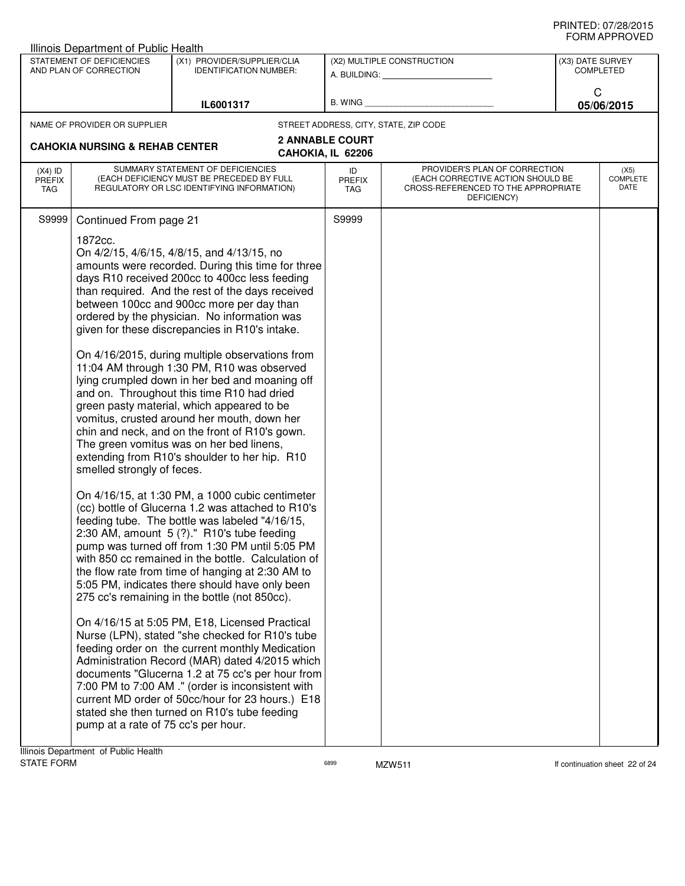Illinois Department of Public Health

| STATEMENT OF DEFICIENCIES AND PLAN OF CORRECTION | (X1) PROVIDER/SUPPLIER/CLIA IDENTIFICATION NUMBER: | (X2) MULTIPLE CONSTRUCTION | (X3) DATE SURVEY COMPLETED |
|---|---|---|---|
| | IL6001317 | A. BUILDING: ______ B. WING ______ | C 05/06/2015 |

NAME OF PROVIDER OR SUPPLIER: **CAHOKIA NURSING & REHAB CENTER**

STREET ADDRESS, CITY, STATE, ZIP CODE: **2 ANNABLE COURT, CAHOKIA, IL 62206**

| (X4) ID PREFIX TAG | SUMMARY STATEMENT OF DEFICIENCIES (EACH DEFICIENCY MUST BE PRECEDED BY FULL REGULATORY OR LSC IDENTIFYING INFORMATION) | ID PREFIX TAG | PROVIDER'S PLAN OF CORRECTION (EACH CORRECTIVE ACTION SHOULD BE CROSS-REFERENCED TO THE APPROPRIATE DEFICIENCY) | (X5) COMPLETE DATE |
|---|---|---|---|---|
| S9999 | Continued From page 21 | S9999 | | |

1872cc.
On 4/2/15, 4/6/15, 4/8/15, and 4/13/15, no amounts were recorded. During this time for three days R10 received 200cc to 400cc less feeding than required. And the rest of the days received between 100cc and 900cc more per day than ordered by the physician. No information was given for these discrepancies in R10's intake.

On 4/16/2015, during multiple observations from 11:04 AM through 1:30 PM, R10 was observed lying crumpled down in her bed and moaning off and on. Throughout this time R10 had dried green pasty material, which appeared to be vomitus, crusted around her mouth, down her chin and neck, and on the front of R10's gown. The green vomitus was on her bed linens, extending from R10's shoulder to her hip. R10 smelled strongly of feces.

On 4/16/15, at 1:30 PM, a 1000 cubic centimeter (cc) bottle of Glucerna 1.2 was attached to R10's feeding tube. The bottle was labeled "4/16/15, 2:30 AM, amount 5 (?)." R10's tube feeding pump was turned off from 1:30 PM until 5:05 PM with 850 cc remained in the bottle. Calculation of the flow rate from time of hanging at 2:30 AM to 5:05 PM, indicates there should have only been 275 cc's remaining in the bottle (not 850cc).

On 4/16/15 at 5:05 PM, E18, Licensed Practical Nurse (LPN), stated "she checked for R10's tube feeding order on the current monthly Medication Administration Record (MAR) dated 4/2015 which documents "Glucerna 1.2 at 75 cc's per hour from 7:00 PM to 7:00 AM ." (order is inconsistent with current MD order of 50cc/hour for 23 hours.) E18 stated she then turned on R10's tube feeding pump at a rate of 75 cc's per hour.

Illinois Department of Public Health
STATE FORM 6899 MZW511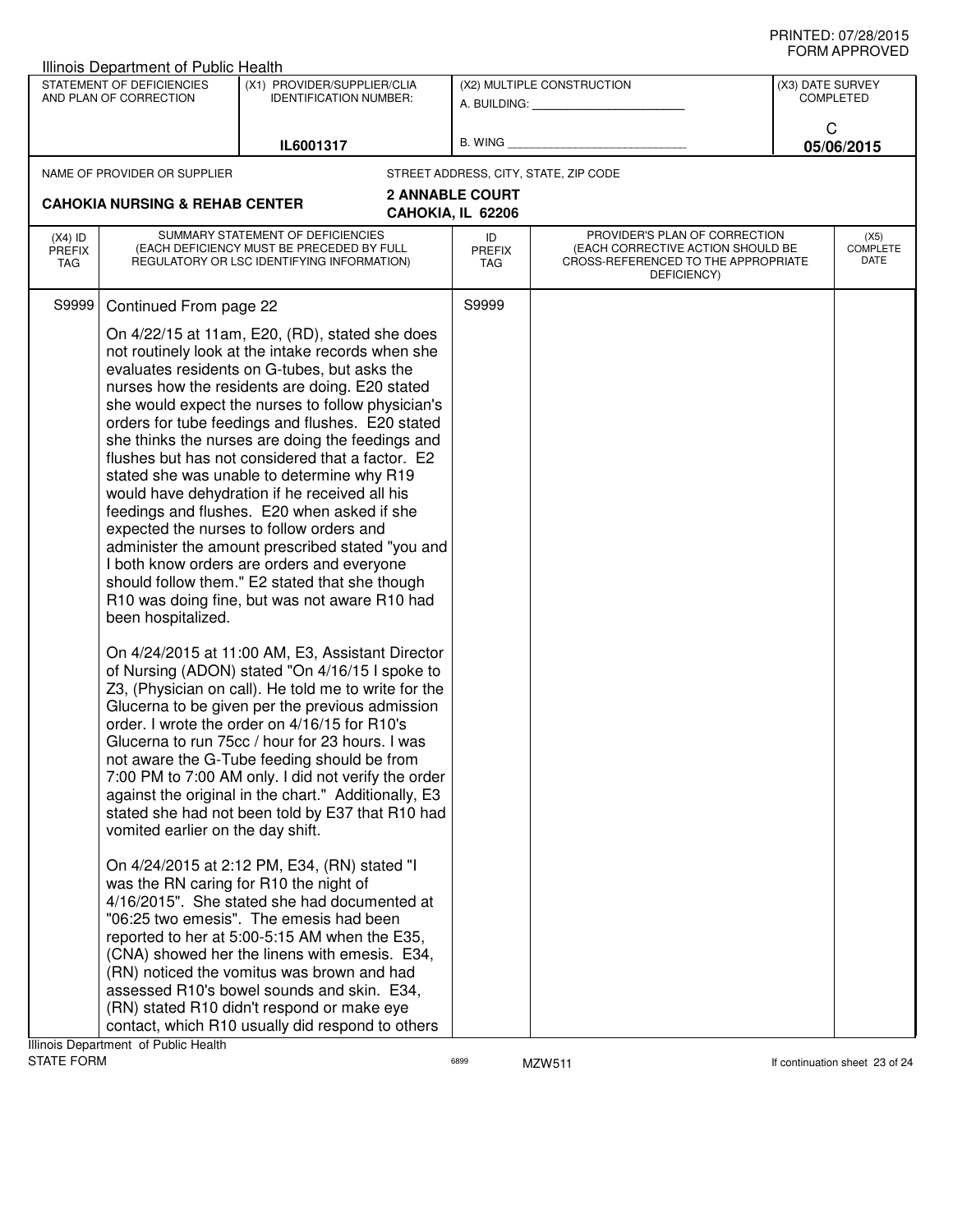Illinois Department of Public Health

| STATEMENT OF DEFICIENCIES AND PLAN OF CORRECTION | (X1) PROVIDER/SUPPLIER/CLIA IDENTIFICATION NUMBER: | (X2) MULTIPLE CONSTRUCTION | (X3) DATE SURVEY COMPLETED |
|---|---|---|---|
| | IL6001317 | A. BUILDING: ______ B. WING ______ | C 05/06/2015 |

NAME OF PROVIDER OR SUPPLIER: **CAHOKIA NURSING & REHAB CENTER**

STREET ADDRESS, CITY, STATE, ZIP CODE: **2 ANNABLE COURT CAHOKIA, IL 62206**

| (X4) ID PREFIX TAG | SUMMARY STATEMENT OF DEFICIENCIES (EACH DEFICIENCY MUST BE PRECEDED BY FULL REGULATORY OR LSC IDENTIFYING INFORMATION) | ID PREFIX TAG | PROVIDER'S PLAN OF CORRECTION (EACH CORRECTIVE ACTION SHOULD BE CROSS-REFERENCED TO THE APPROPRIATE DEFICIENCY) | (X5) COMPLETE DATE |
|---|---|---|---|---|
| S9999 | Continued From page 22 | S9999 | | |

On 4/22/15 at 11am, E20, (RD), stated she does not routinely look at the intake records when she evaluates residents on G-tubes, but asks the nurses how the residents are doing. E20 stated she would expect the nurses to follow physician's orders for tube feedings and flushes. E20 stated she thinks the nurses are doing the feedings and flushes but has not considered that a factor. E2 stated she was unable to determine why R19 would have dehydration if he received all his feedings and flushes. E20 when asked if she expected the nurses to follow orders and administer the amount prescribed stated "you and I both know orders are orders and everyone should follow them." E2 stated that she though R10 was doing fine, but was not aware R10 had been hospitalized.

On 4/24/2015 at 11:00 AM, E3, Assistant Director of Nursing (ADON) stated "On 4/16/15 I spoke to Z3, (Physician on call). He told me to write for the Glucerna to be given per the previous admission order. I wrote the order on 4/16/15 for R10's Glucerna to run 75cc / hour for 23 hours. I was not aware the G-Tube feeding should be from 7:00 PM to 7:00 AM only. I did not verify the order against the original in the chart." Additionally, E3 stated she had not been told by E37 that R10 had vomited earlier on the day shift.

On 4/24/2015 at 2:12 PM, E34, (RN) stated "I was the RN caring for R10 the night of 4/16/2015". She stated she had documented at "06:25 two emesis". The emesis had been reported to her at 5:00-5:15 AM when the E35, (CNA) showed her the linens with emesis. E34, (RN) noticed the vomitus was brown and had assessed R10's bowel sounds and skin. E34, (RN) stated R10 didn't respond or make eye contact, which R10 usually did respond to others

Illinois Department of Public Health
STATE FORM 6899 MZW511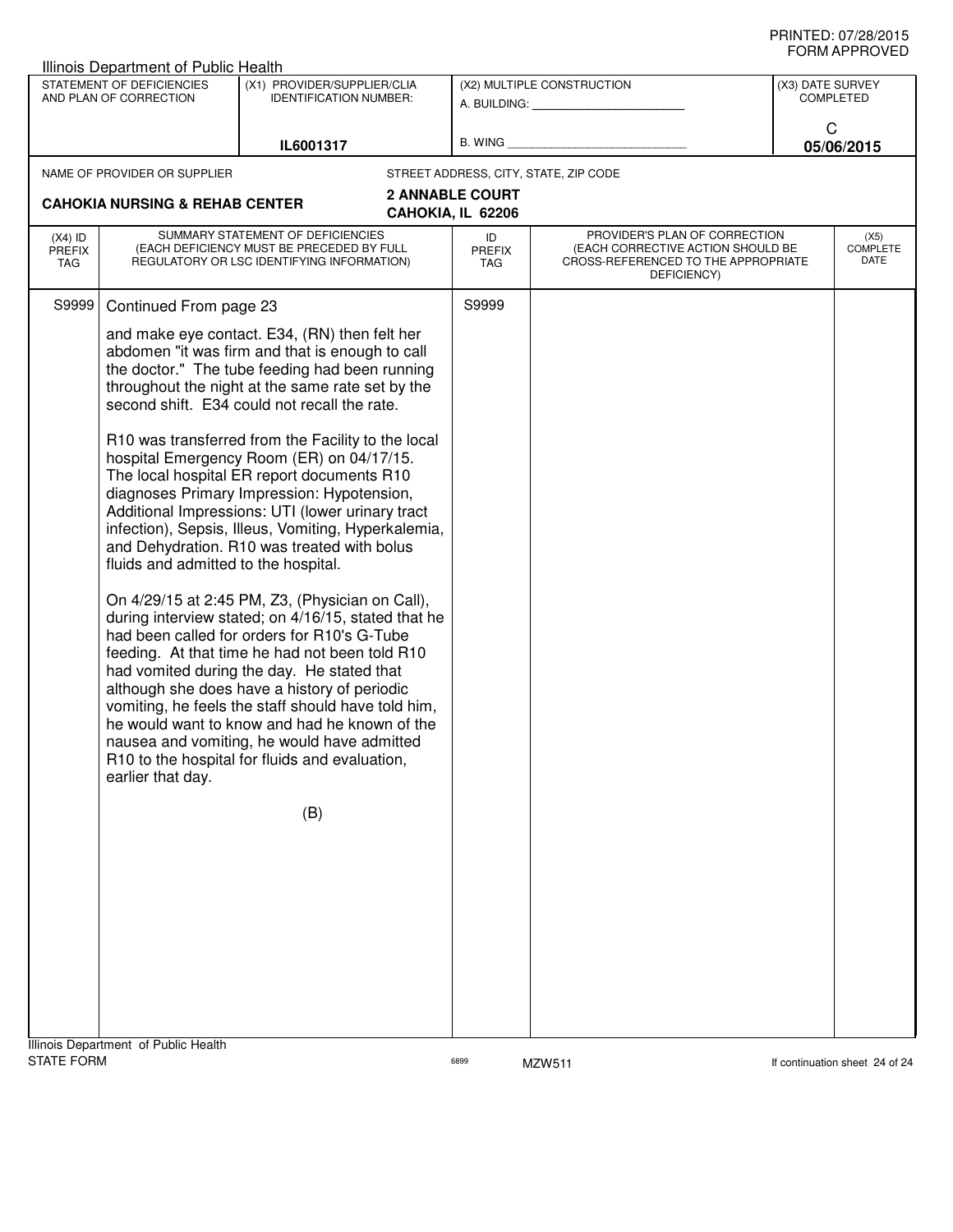Illinois Department of Public Health

| STATEMENT OF DEFICIENCIES AND PLAN OF CORRECTION | (X1) PROVIDER/SUPPLIER/CLIA IDENTIFICATION NUMBER: | (X2) MULTIPLE CONSTRUCTION | (X3) DATE SURVEY COMPLETED |
|---|---|---|---|
| | IL6001317 | A. BUILDING: ______ B. WING ______ | C 05/06/2015 |

NAME OF PROVIDER OR SUPPLIER: **CAHOKIA NURSING & REHAB CENTER**

STREET ADDRESS, CITY, STATE, ZIP CODE: **2 ANNABLE COURT CAHOKIA, IL 62206**

| (X4) ID PREFIX TAG | SUMMARY STATEMENT OF DEFICIENCIES (EACH DEFICIENCY MUST BE PRECEDED BY FULL REGULATORY OR LSC IDENTIFYING INFORMATION) | ID PREFIX TAG | PROVIDER'S PLAN OF CORRECTION (EACH CORRECTIVE ACTION SHOULD BE CROSS-REFERENCED TO THE APPROPRIATE DEFICIENCY) | (X5) COMPLETE DATE |
|---|---|---|---|---|
| S9999 | Continued From page 23 | S9999 | | |

and make eye contact. E34, (RN) then felt her abdomen "it was firm and that is enough to call the doctor." The tube feeding had been running throughout the night at the same rate set by the second shift. E34 could not recall the rate.

R10 was transferred from the Facility to the local hospital Emergency Room (ER) on 04/17/15. The local hospital ER report documents R10 diagnoses Primary Impression: Hypotension, Additional Impressions: UTI (lower urinary tract infection), Sepsis, Illeus, Vomiting, Hyperkalemia, and Dehydration. R10 was treated with bolus fluids and admitted to the hospital.

On 4/29/15 at 2:45 PM, Z3, (Physician on Call), during interview stated; on 4/16/15, stated that he had been called for orders for R10's G-Tube feeding. At that time he had not been told R10 had vomited during the day. He stated that although she does have a history of periodic vomiting, he feels the staff should have told him, he would want to know and had he known of the nausea and vomiting, he would have admitted R10 to the hospital for fluids and evaluation, earlier that day.

(B)

Illinois Department of Public Health
STATE FORM 6899 MZW511